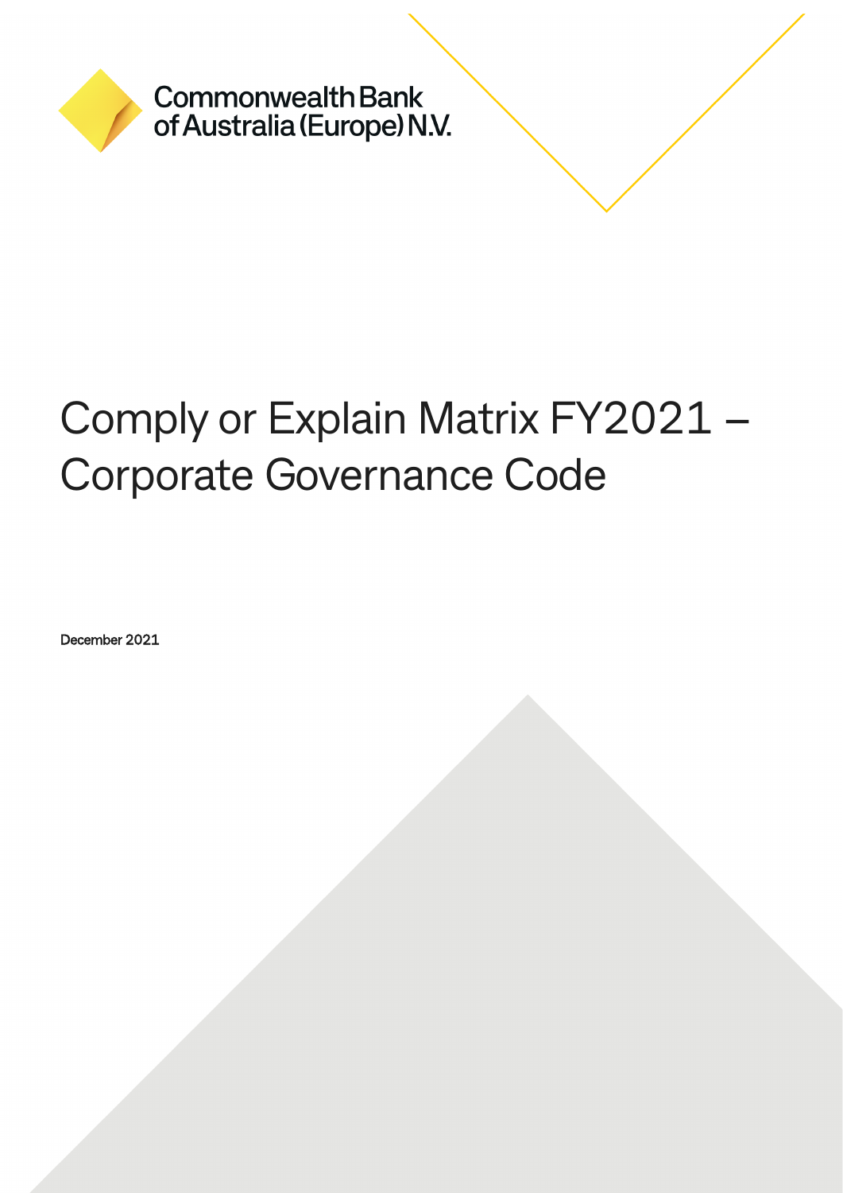Commonwealth Bank of Australia (Europe) N.V.

# Comply or Explain Matrix FY2021 – Corporate Governance Code

December 2021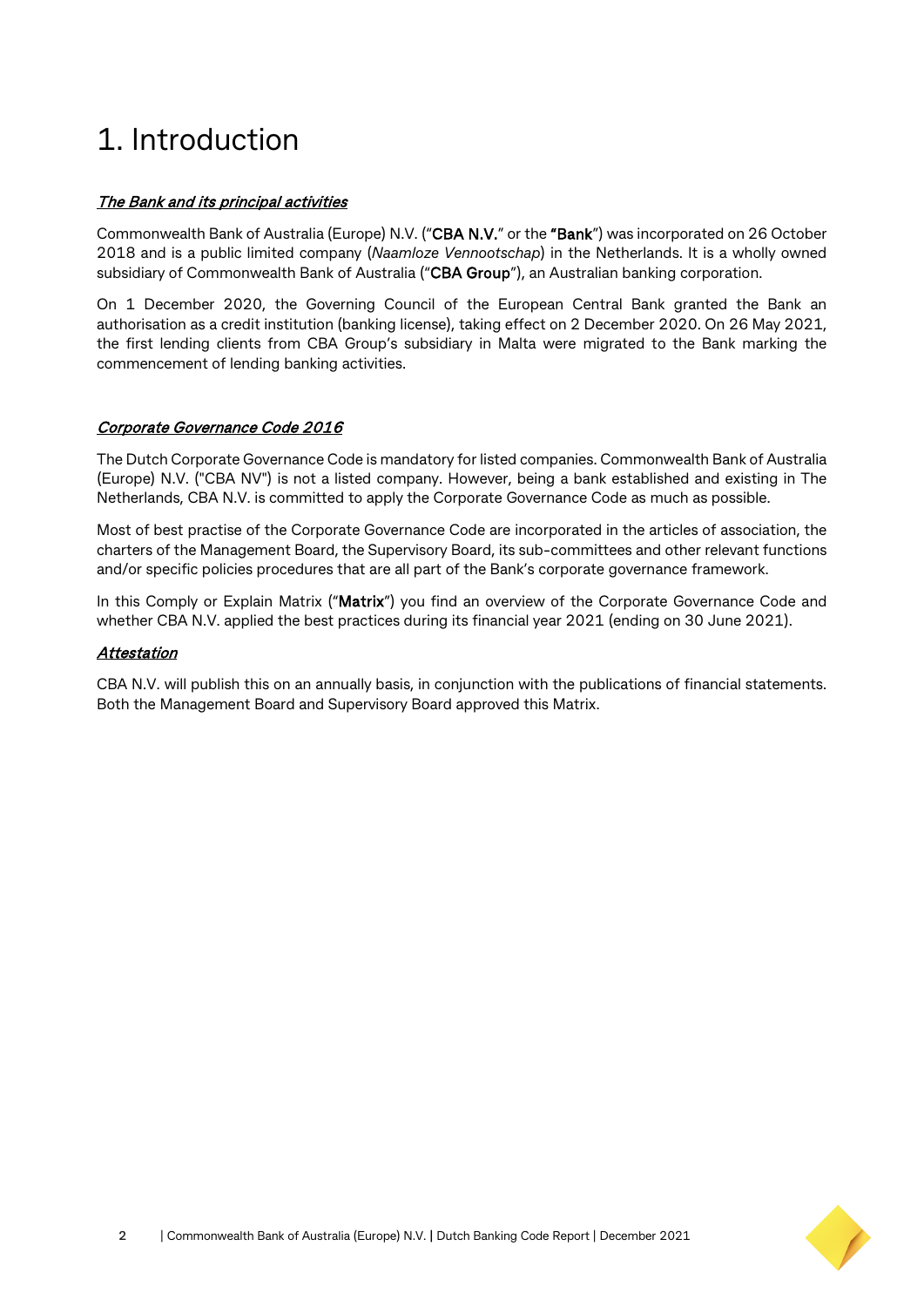# 1. Introduction

***The Bank and its principal activities***

Commonwealth Bank of Australia (Europe) N.V. ("**CBA N.V.**" or the "**Bank**") was incorporated on 26 October 2018 and is a public limited company (*Naamloze Vennootschap*) in the Netherlands. It is a wholly owned subsidiary of Commonwealth Bank of Australia ("**CBA Group**"), an Australian banking corporation.

On 1 December 2020, the Governing Council of the European Central Bank granted the Bank an authorisation as a credit institution (banking license), taking effect on 2 December 2020. On 26 May 2021, the first lending clients from CBA Group's subsidiary in Malta were migrated to the Bank marking the commencement of lending banking activities.

***Corporate Governance Code 2016***

The Dutch Corporate Governance Code is mandatory for listed companies. Commonwealth Bank of Australia (Europe) N.V. ("CBA NV") is not a listed company. However, being a bank established and existing in The Netherlands, CBA N.V. is committed to apply the Corporate Governance Code as much as possible.

Most of best practise of the Corporate Governance Code are incorporated in the articles of association, the charters of the Management Board, the Supervisory Board, its sub-committees and other relevant functions and/or specific policies procedures that are all part of the Bank's corporate governance framework.

In this Comply or Explain Matrix ("**Matrix**") you find an overview of the Corporate Governance Code and whether CBA N.V. applied the best practices during its financial year 2021 (ending on 30 June 2021).

***Attestation***

CBA N.V. will publish this on an annually basis, in conjunction with the publications of financial statements. Both the Management Board and Supervisory Board approved this Matrix.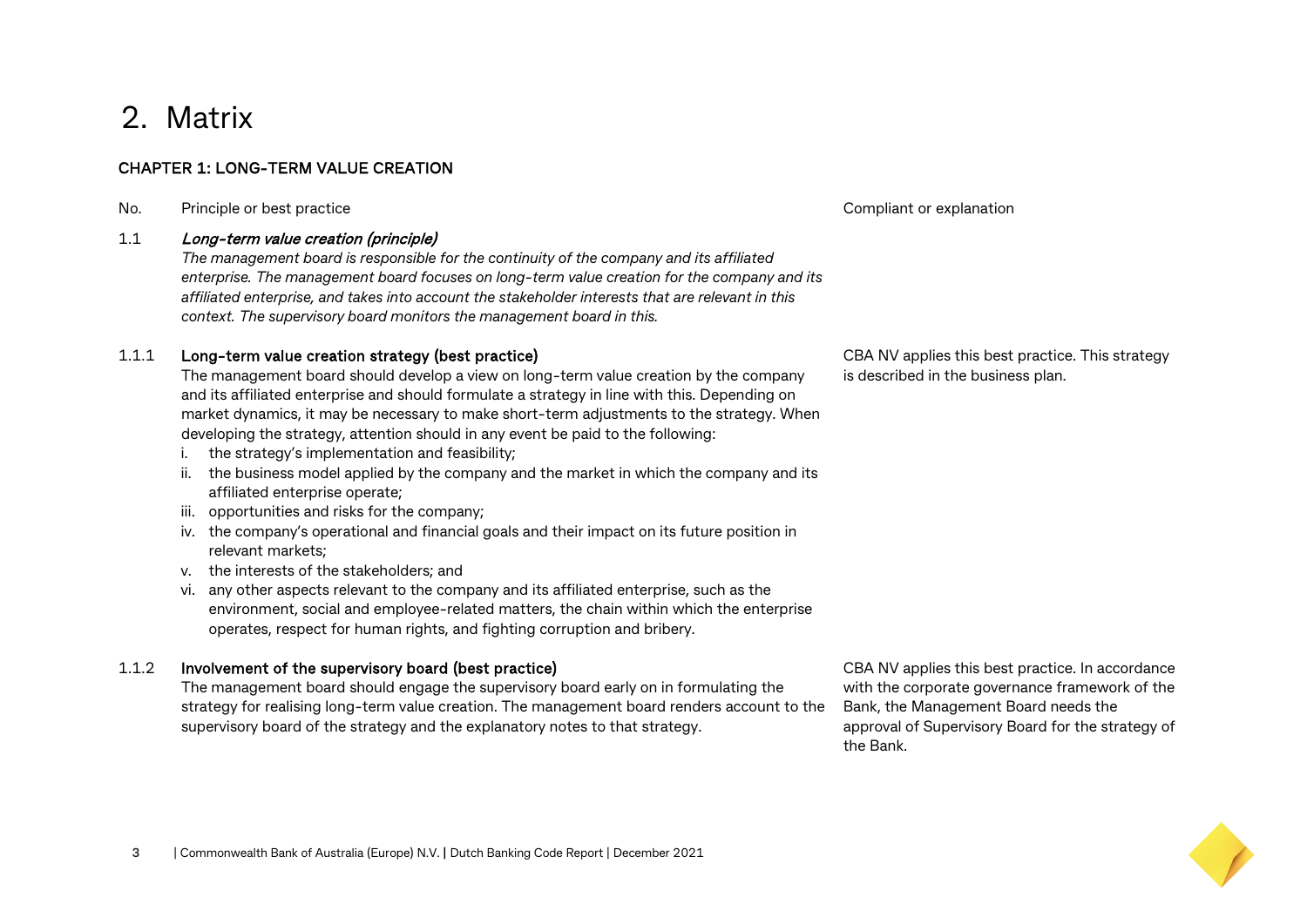# 2. Matrix

## CHAPTER 1: LONG-TERM VALUE CREATION

| No. | Principle or best practice | Compliant or explanation |
| --- | --- | --- |
| 1.1 | ***Long-term value creation (principle)***<br>*The management board is responsible for the continuity of the company and its affiliated enterprise. The management board focuses on long-term value creation for the company and its affiliated enterprise, and takes into account the stakeholder interests that are relevant in this context. The supervisory board monitors the management board in this.* | |
| 1.1.1 | **Long-term value creation strategy (best practice)**<br>The management board should develop a view on long-term value creation by the company and its affiliated enterprise and should formulate a strategy in line with this. Depending on market dynamics, it may be necessary to make short-term adjustments to the strategy. When developing the strategy, attention should in any event be paid to the following:<br>i. the strategy's implementation and feasibility;<br>ii. the business model applied by the company and the market in which the company and its affiliated enterprise operate;<br>iii. opportunities and risks for the company;<br>iv. the company's operational and financial goals and their impact on its future position in relevant markets;<br>v. the interests of the stakeholders; and<br>vi. any other aspects relevant to the company and its affiliated enterprise, such as the environment, social and employee-related matters, the chain within which the enterprise operates, respect for human rights, and fighting corruption and bribery. | CBA NV applies this best practice. This strategy is described in the business plan. |
| 1.1.2 | **Involvement of the supervisory board (best practice)**<br>The management board should engage the supervisory board early on in formulating the strategy for realising long-term value creation. The management board renders account to the supervisory board of the strategy and the explanatory notes to that strategy. | CBA NV applies this best practice. In accordance with the corporate governance framework of the Bank, the Management Board needs the approval of Supervisory Board for the strategy of the Bank. |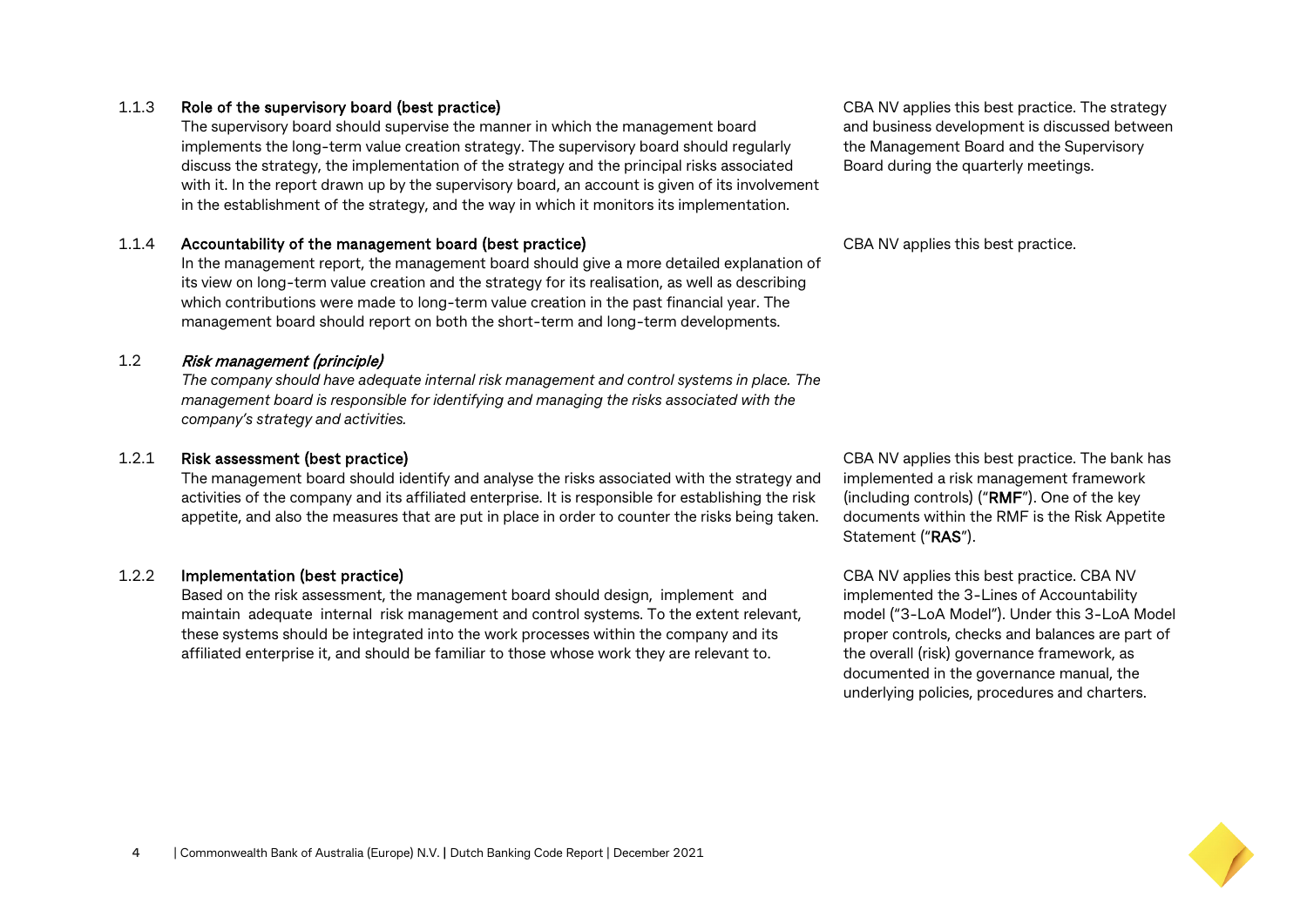**1.1.3 Role of the supervisory board (best practice)**

The supervisory board should supervise the manner in which the management board implements the long-term value creation strategy. The supervisory board should regularly discuss the strategy, the implementation of the strategy and the principal risks associated with it. In the report drawn up by the supervisory board, an account is given of its involvement in the establishment of the strategy, and the way in which it monitors its implementation.

CBA NV applies this best practice. The strategy and business development is discussed between the Management Board and the Supervisory Board during the quarterly meetings.

**1.1.4 Accountability of the management board (best practice)**

In the management report, the management board should give a more detailed explanation of its view on long-term value creation and the strategy for its realisation, as well as describing which contributions were made to long-term value creation in the past financial year. The management board should report on both the short-term and long-term developments.

CBA NV applies this best practice.

## 1.2 *Risk management (principle)*

*The company should have adequate internal risk management and control systems in place. The management board is responsible for identifying and managing the risks associated with the company's strategy and activities.*

**1.2.1 Risk assessment (best practice)**

The management board should identify and analyse the risks associated with the strategy and activities of the company and its affiliated enterprise. It is responsible for establishing the risk appetite, and also the measures that are put in place in order to counter the risks being taken.

CBA NV applies this best practice. The bank has implemented a risk management framework (including controls) ("**RMF**"). One of the key documents within the RMF is the Risk Appetite Statement ("**RAS**").

**1.2.2 Implementation (best practice)**

Based on the risk assessment, the management board should design, implement and maintain adequate internal risk management and control systems. To the extent relevant, these systems should be integrated into the work processes within the company and its affiliated enterprise it, and should be familiar to those whose work they are relevant to.

CBA NV applies this best practice. CBA NV implemented the 3-Lines of Accountability model ("3-LoA Model"). Under this 3-LoA Model proper controls, checks and balances are part of the overall (risk) governance framework, as documented in the governance manual, the underlying policies, procedures and charters.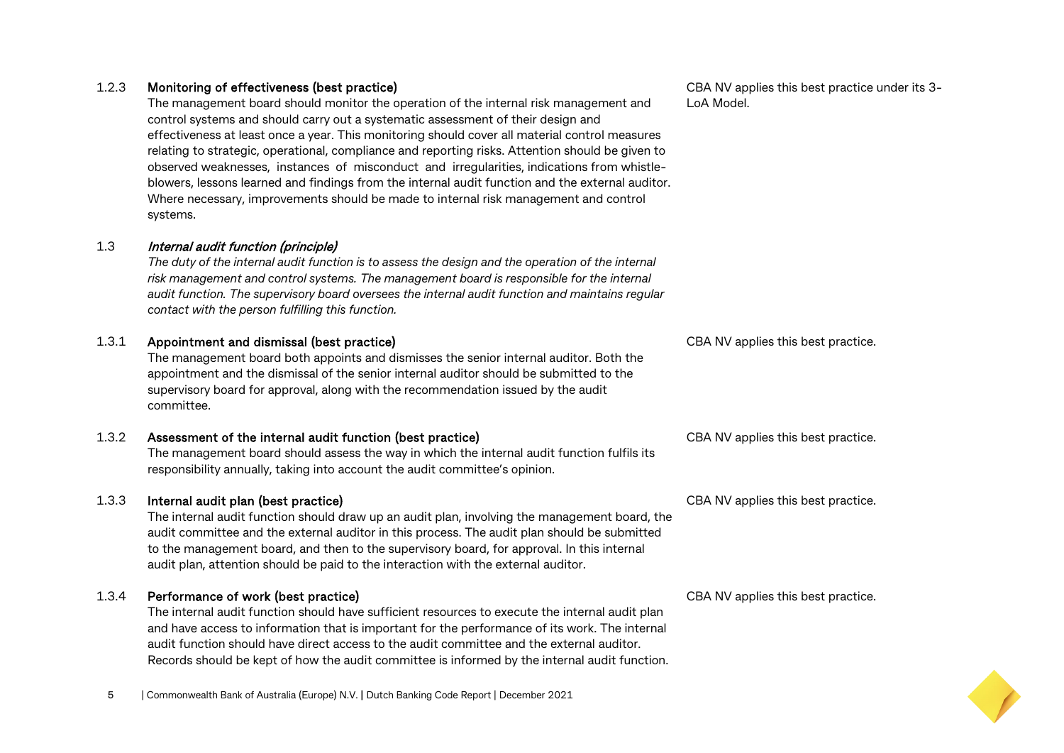| | | |
|---|---|---|
| 1.2.3 | **Monitoring of effectiveness (best practice)**<br>The management board should monitor the operation of the internal risk management and control systems and should carry out a systematic assessment of their design and effectiveness at least once a year. This monitoring should cover all material control measures relating to strategic, operational, compliance and reporting risks. Attention should be given to observed weaknesses, instances of misconduct and irregularities, indications from whistle-blowers, lessons learned and findings from the internal audit function and the external auditor. Where necessary, improvements should be made to internal risk management and control systems. | CBA NV applies this best practice under its 3-LoA Model. |
| 1.3 | ***Internal audit function (principle)***<br>*The duty of the internal audit function is to assess the design and the operation of the internal risk management and control systems. The management board is responsible for the internal audit function. The supervisory board oversees the internal audit function and maintains regular contact with the person fulfilling this function.* | |
| 1.3.1 | **Appointment and dismissal (best practice)**<br>The management board both appoints and dismisses the senior internal auditor. Both the appointment and the dismissal of the senior internal auditor should be submitted to the supervisory board for approval, along with the recommendation issued by the audit committee. | CBA NV applies this best practice. |
| 1.3.2 | **Assessment of the internal audit function (best practice)**<br>The management board should assess the way in which the internal audit function fulfils its responsibility annually, taking into account the audit committee's opinion. | CBA NV applies this best practice. |
| 1.3.3 | **Internal audit plan (best practice)**<br>The internal audit function should draw up an audit plan, involving the management board, the audit committee and the external auditor in this process. The audit plan should be submitted to the management board, and then to the supervisory board, for approval. In this internal audit plan, attention should be paid to the interaction with the external auditor. | CBA NV applies this best practice. |
| 1.3.4 | **Performance of work (best practice)**<br>The internal audit function should have sufficient resources to execute the internal audit plan and have access to information that is important for the performance of its work. The internal audit function should have direct access to the audit committee and the external auditor. Records should be kept of how the audit committee is informed by the internal audit function. | CBA NV applies this best practice. |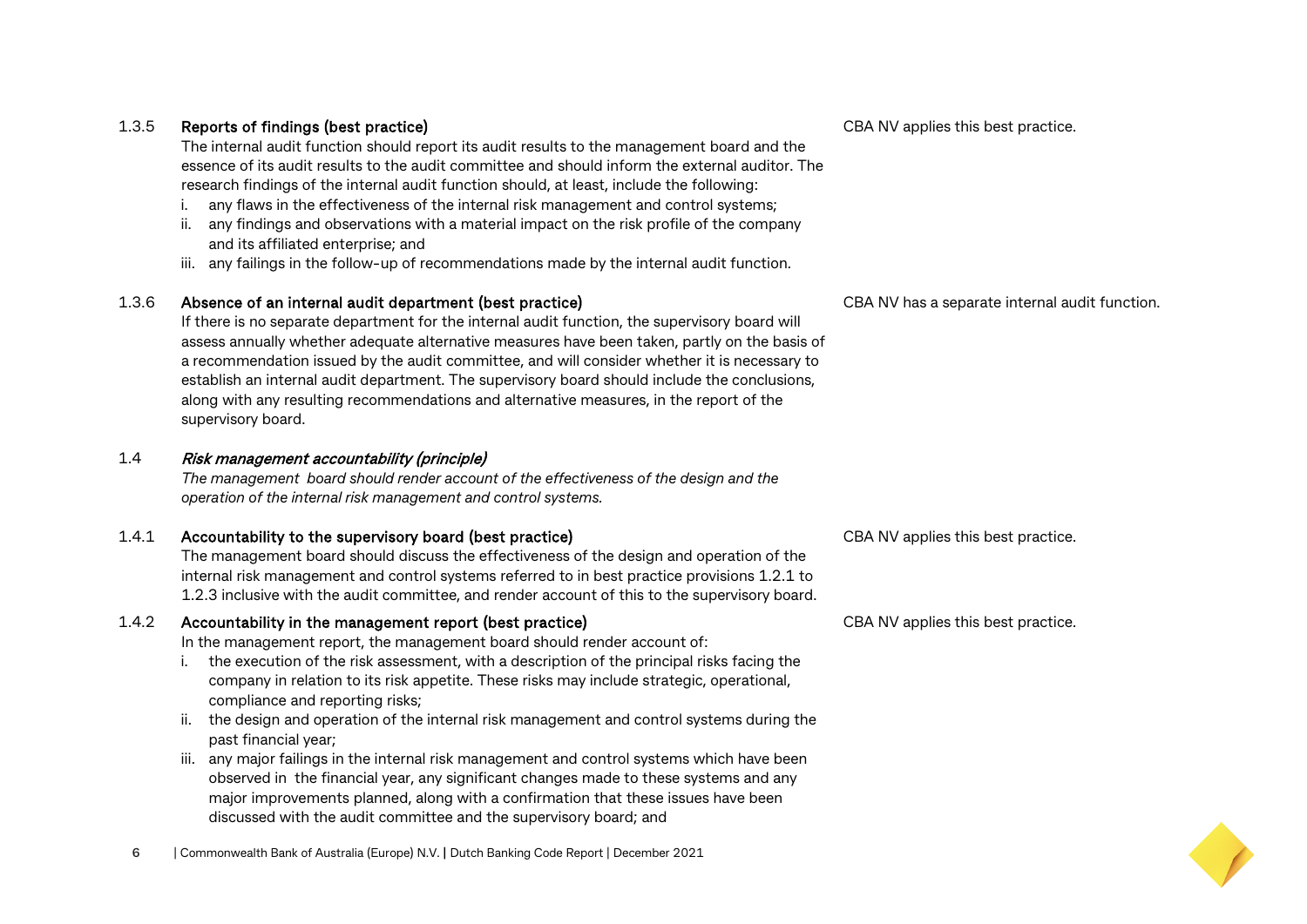**1.3.5 Reports of findings (best practice)**

The internal audit function should report its audit results to the management board and the essence of its audit results to the audit committee and should inform the external auditor. The research findings of the internal audit function should, at least, include the following:

i. any flaws in the effectiveness of the internal risk management and control systems;
ii. any findings and observations with a material impact on the risk profile of the company and its affiliated enterprise; and
iii. any failings in the follow-up of recommendations made by the internal audit function.

CBA NV applies this best practice.

**1.3.6 Absence of an internal audit department (best practice)**

If there is no separate department for the internal audit function, the supervisory board will assess annually whether adequate alternative measures have been taken, partly on the basis of a recommendation issued by the audit committee, and will consider whether it is necessary to establish an internal audit department. The supervisory board should include the conclusions, along with any resulting recommendations and alternative measures, in the report of the supervisory board.

CBA NV has a separate internal audit function.

***1.4 Risk management accountability (principle)***

*The management board should render account of the effectiveness of the design and the operation of the internal risk management and control systems.*

**1.4.1 Accountability to the supervisory board (best practice)**

The management board should discuss the effectiveness of the design and operation of the internal risk management and control systems referred to in best practice provisions 1.2.1 to 1.2.3 inclusive with the audit committee, and render account of this to the supervisory board.

CBA NV applies this best practice.

**1.4.2 Accountability in the management report (best practice)**

In the management report, the management board should render account of:

i. the execution of the risk assessment, with a description of the principal risks facing the company in relation to its risk appetite. These risks may include strategic, operational, compliance and reporting risks;
ii. the design and operation of the internal risk management and control systems during the past financial year;
iii. any major failings in the internal risk management and control systems which have been observed in the financial year, any significant changes made to these systems and any major improvements planned, along with a confirmation that these issues have been discussed with the audit committee and the supervisory board; and

CBA NV applies this best practice.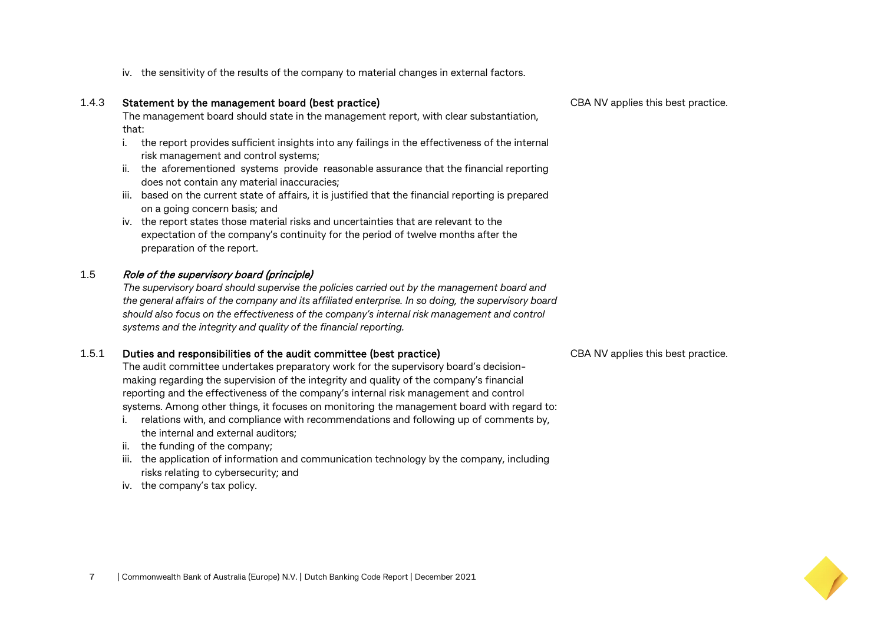iv. the sensitivity of the results of the company to material changes in external factors.

| | | |
|---|---|---|
| 1.4.3 | **Statement by the management board (best practice)**<br>The management board should state in the management report, with clear substantiation, that:<br>i. the report provides sufficient insights into any failings in the effectiveness of the internal risk management and control systems;<br>ii. the aforementioned systems provide reasonable assurance that the financial reporting does not contain any material inaccuracies;<br>iii. based on the current state of affairs, it is justified that the financial reporting is prepared on a going concern basis; and<br>iv. the report states those material risks and uncertainties that are relevant to the expectation of the company's continuity for the period of twelve months after the preparation of the report. | CBA NV applies this best practice. |
| 1.5 | ***Role of the supervisory board (principle)***<br>*The supervisory board should supervise the policies carried out by the management board and the general affairs of the company and its affiliated enterprise. In so doing, the supervisory board should also focus on the effectiveness of the company's internal risk management and control systems and the integrity and quality of the financial reporting.* | |
| 1.5.1 | **Duties and responsibilities of the audit committee (best practice)**<br>The audit committee undertakes preparatory work for the supervisory board's decision-making regarding the supervision of the integrity and quality of the company's financial reporting and the effectiveness of the company's internal risk management and control systems. Among other things, it focuses on monitoring the management board with regard to:<br>i. relations with, and compliance with recommendations and following up of comments by, the internal and external auditors;<br>ii. the funding of the company;<br>iii. the application of information and communication technology by the company, including risks relating to cybersecurity; and<br>iv. the company's tax policy. | CBA NV applies this best practice. |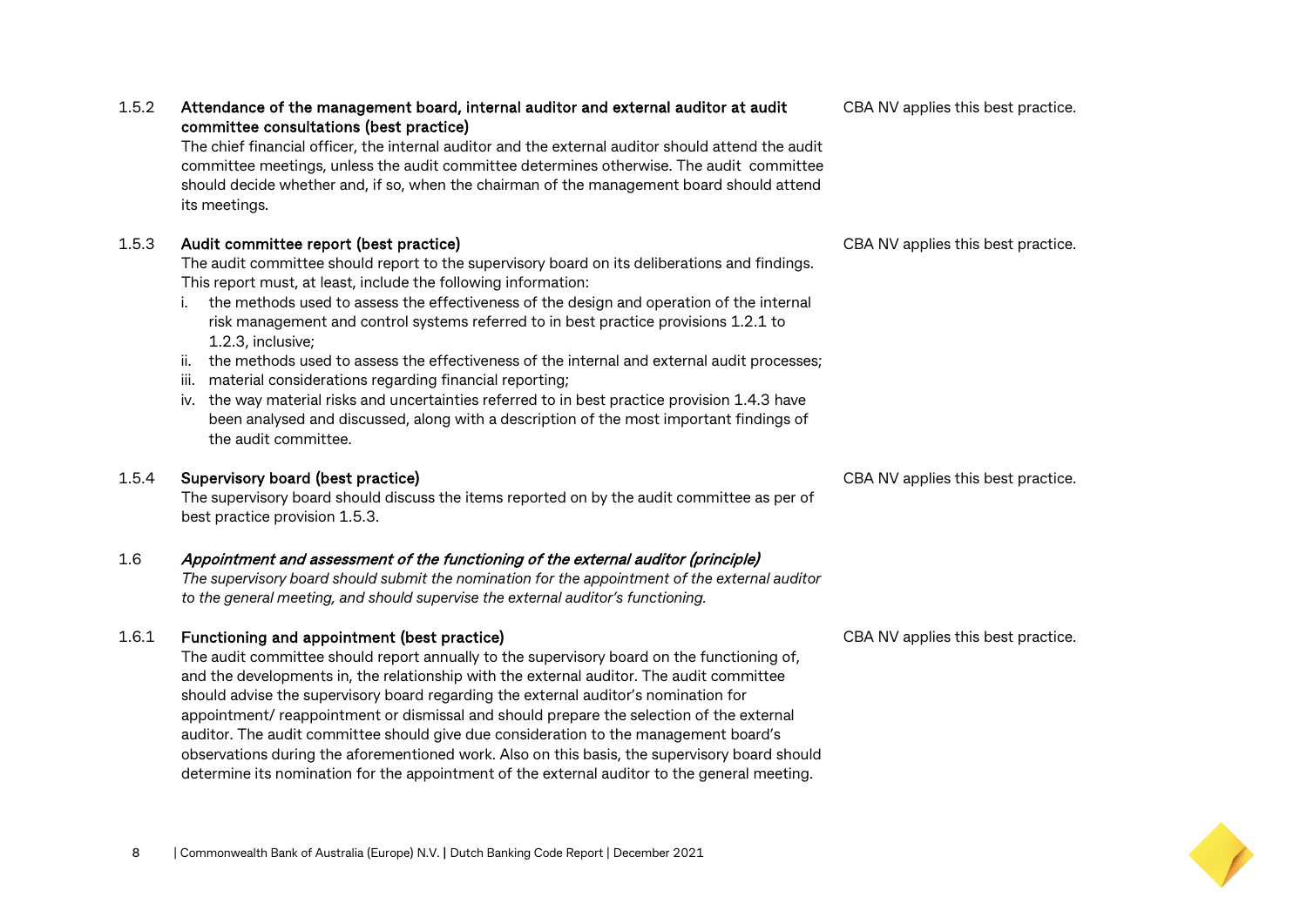| | Provision | CBA NV |
|---|---|---|
| 1.5.2 | **Attendance of the management board, internal auditor and external auditor at audit committee consultations (best practice)**<br>The chief financial officer, the internal auditor and the external auditor should attend the audit committee meetings, unless the audit committee determines otherwise. The audit committee should decide whether and, if so, when the chairman of the management board should attend its meetings. | CBA NV applies this best practice. |
| 1.5.3 | **Audit committee report (best practice)**<br>The audit committee should report to the supervisory board on its deliberations and findings. This report must, at least, include the following information:<br>i. the methods used to assess the effectiveness of the design and operation of the internal risk management and control systems referred to in best practice provisions 1.2.1 to 1.2.3, inclusive;<br>ii. the methods used to assess the effectiveness of the internal and external audit processes;<br>iii. material considerations regarding financial reporting;<br>iv. the way material risks and uncertainties referred to in best practice provision 1.4.3 have been analysed and discussed, along with a description of the most important findings of the audit committee. | CBA NV applies this best practice. |
| 1.5.4 | **Supervisory board (best practice)**<br>The supervisory board should discuss the items reported on by the audit committee as per of best practice provision 1.5.3. | CBA NV applies this best practice. |
| 1.6 | ***Appointment and assessment of the functioning of the external auditor (principle)***<br>*The supervisory board should submit the nomination for the appointment of the external auditor to the general meeting, and should supervise the external auditor's functioning.* | |
| 1.6.1 | **Functioning and appointment (best practice)**<br>The audit committee should report annually to the supervisory board on the functioning of, and the developments in, the relationship with the external auditor. The audit committee should advise the supervisory board regarding the external auditor's nomination for appointment/ reappointment or dismissal and should prepare the selection of the external auditor. The audit committee should give due consideration to the management board's observations during the aforementioned work. Also on this basis, the supervisory board should determine its nomination for the appointment of the external auditor to the general meeting. | CBA NV applies this best practice. |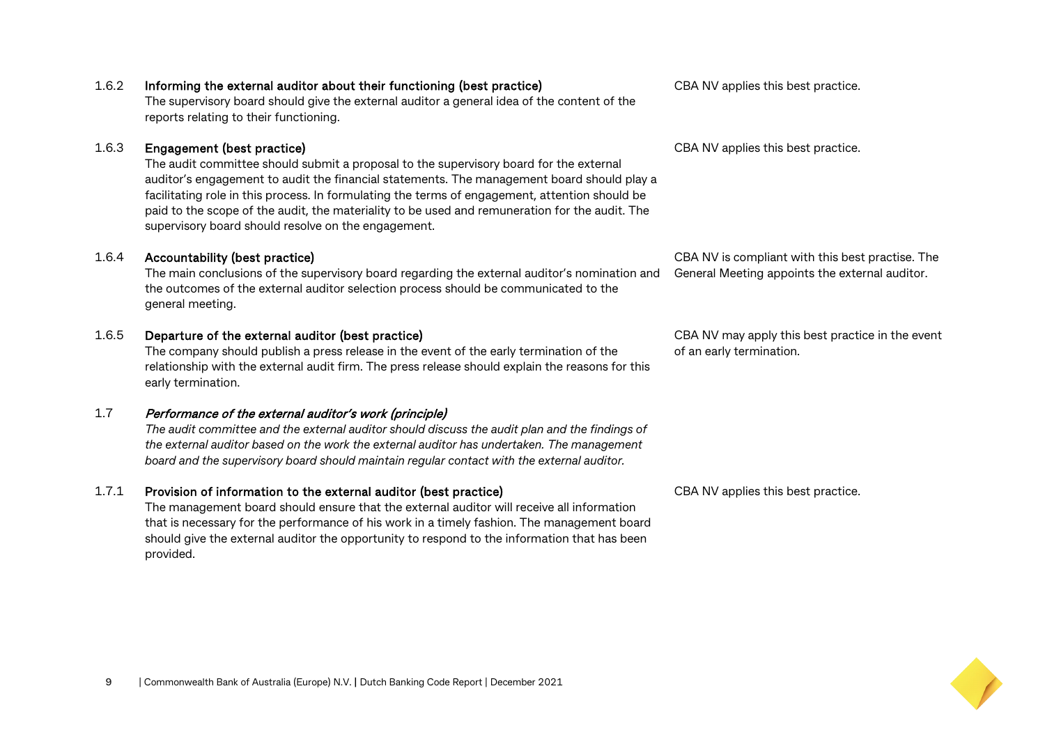| | | |
|---|---|---|
| 1.6.2 | **Informing the external auditor about their functioning (best practice)**<br>The supervisory board should give the external auditor a general idea of the content of the reports relating to their functioning. | CBA NV applies this best practice. |
| 1.6.3 | **Engagement (best practice)**<br>The audit committee should submit a proposal to the supervisory board for the external auditor's engagement to audit the financial statements. The management board should play a facilitating role in this process. In formulating the terms of engagement, attention should be paid to the scope of the audit, the materiality to be used and remuneration for the audit. The supervisory board should resolve on the engagement. | CBA NV applies this best practice. |
| 1.6.4 | **Accountability (best practice)**<br>The main conclusions of the supervisory board regarding the external auditor's nomination and the outcomes of the external auditor selection process should be communicated to the general meeting. | CBA NV is compliant with this best practise. The General Meeting appoints the external auditor. |
| 1.6.5 | **Departure of the external auditor (best practice)**<br>The company should publish a press release in the event of the early termination of the relationship with the external audit firm. The press release should explain the reasons for this early termination. | CBA NV may apply this best practice in the event of an early termination. |
| 1.7 | ***Performance of the external auditor's work (principle)***<br>*The audit committee and the external auditor should discuss the audit plan and the findings of the external auditor based on the work the external auditor has undertaken. The management board and the supervisory board should maintain regular contact with the external auditor.* | |
| 1.7.1 | **Provision of information to the external auditor (best practice)**<br>The management board should ensure that the external auditor will receive all information that is necessary for the performance of his work in a timely fashion. The management board should give the external auditor the opportunity to respond to the information that has been provided. | CBA NV applies this best practice. |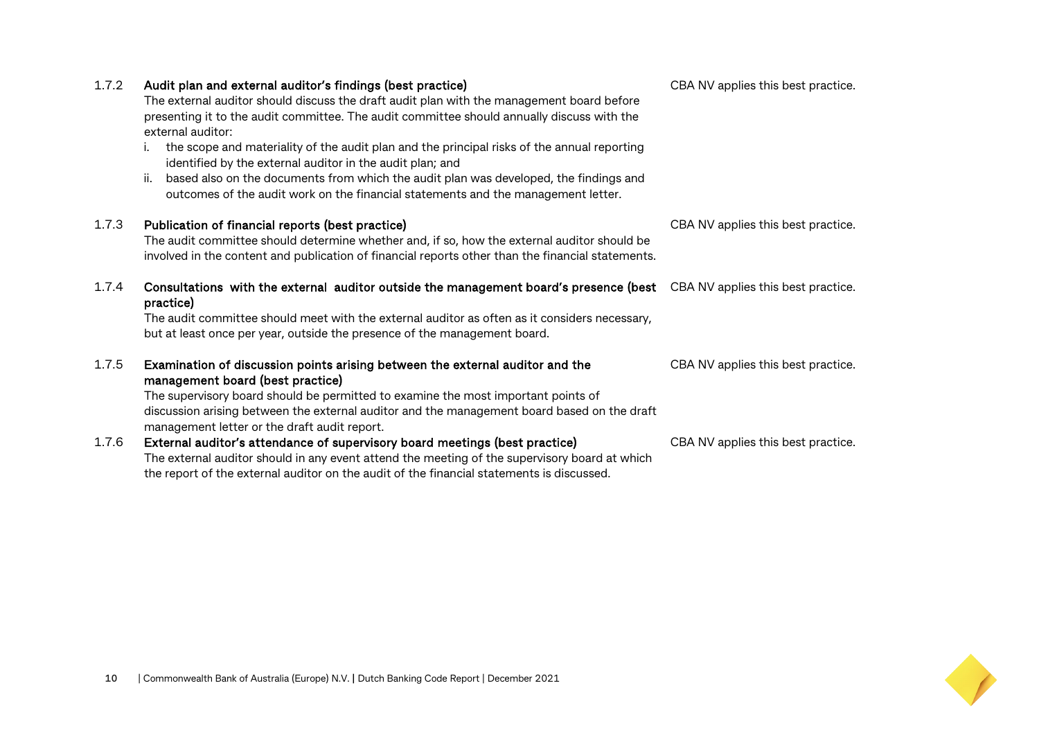| | | |
|---|---|---|
| 1.7.2 | **Audit plan and external auditor's findings (best practice)**<br>The external auditor should discuss the draft audit plan with the management board before presenting it to the audit committee. The audit committee should annually discuss with the external auditor:<br>i. the scope and materiality of the audit plan and the principal risks of the annual reporting identified by the external auditor in the audit plan; and<br>ii. based also on the documents from which the audit plan was developed, the findings and outcomes of the audit work on the financial statements and the management letter. | CBA NV applies this best practice. |
| 1.7.3 | **Publication of financial reports (best practice)**<br>The audit committee should determine whether and, if so, how the external auditor should be involved in the content and publication of financial reports other than the financial statements. | CBA NV applies this best practice. |
| 1.7.4 | **Consultations with the external auditor outside the management board's presence (best practice)**<br>The audit committee should meet with the external auditor as often as it considers necessary, but at least once per year, outside the presence of the management board. | CBA NV applies this best practice. |
| 1.7.5 | **Examination of discussion points arising between the external auditor and the management board (best practice)**<br>The supervisory board should be permitted to examine the most important points of discussion arising between the external auditor and the management board based on the draft management letter or the draft audit report. | CBA NV applies this best practice. |
| 1.7.6 | **External auditor's attendance of supervisory board meetings (best practice)**<br>The external auditor should in any event attend the meeting of the supervisory board at which the report of the external auditor on the audit of the financial statements is discussed. | CBA NV applies this best practice. |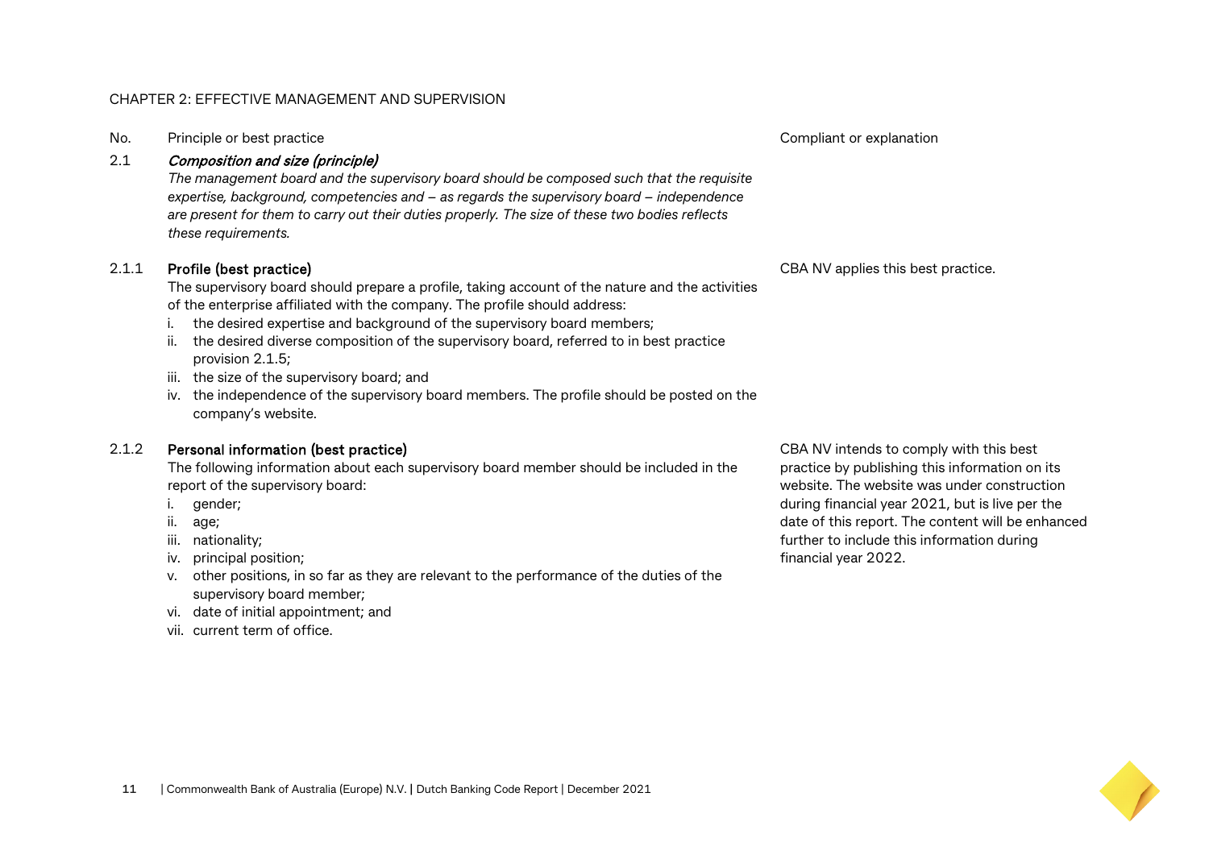CHAPTER 2: EFFECTIVE MANAGEMENT AND SUPERVISION

| No. | Principle or best practice | Compliant or explanation |
| --- | --- | --- |
| 2.1 | ***Composition and size (principle)***<br>*The management board and the supervisory board should be composed such that the requisite expertise, background, competencies and – as regards the supervisory board – independence are present for them to carry out their duties properly. The size of these two bodies reflects these requirements.* | |
| 2.1.1 | **Profile (best practice)**<br>The supervisory board should prepare a profile, taking account of the nature and the activities of the enterprise affiliated with the company. The profile should address:<br>i. the desired expertise and background of the supervisory board members;<br>ii. the desired diverse composition of the supervisory board, referred to in best practice provision 2.1.5;<br>iii. the size of the supervisory board; and<br>iv. the independence of the supervisory board members. The profile should be posted on the company's website. | CBA NV applies this best practice. |
| 2.1.2 | **Personal information (best practice)**<br>The following information about each supervisory board member should be included in the report of the supervisory board:<br>i. gender;<br>ii. age;<br>iii. nationality;<br>iv. principal position;<br>v. other positions, in so far as they are relevant to the performance of the duties of the supervisory board member;<br>vi. date of initial appointment; and<br>vii. current term of office. | CBA NV intends to comply with this best practice by publishing this information on its website. The website was under construction during financial year 2021, but is live per the date of this report. The content will be enhanced further to include this information during financial year 2022. |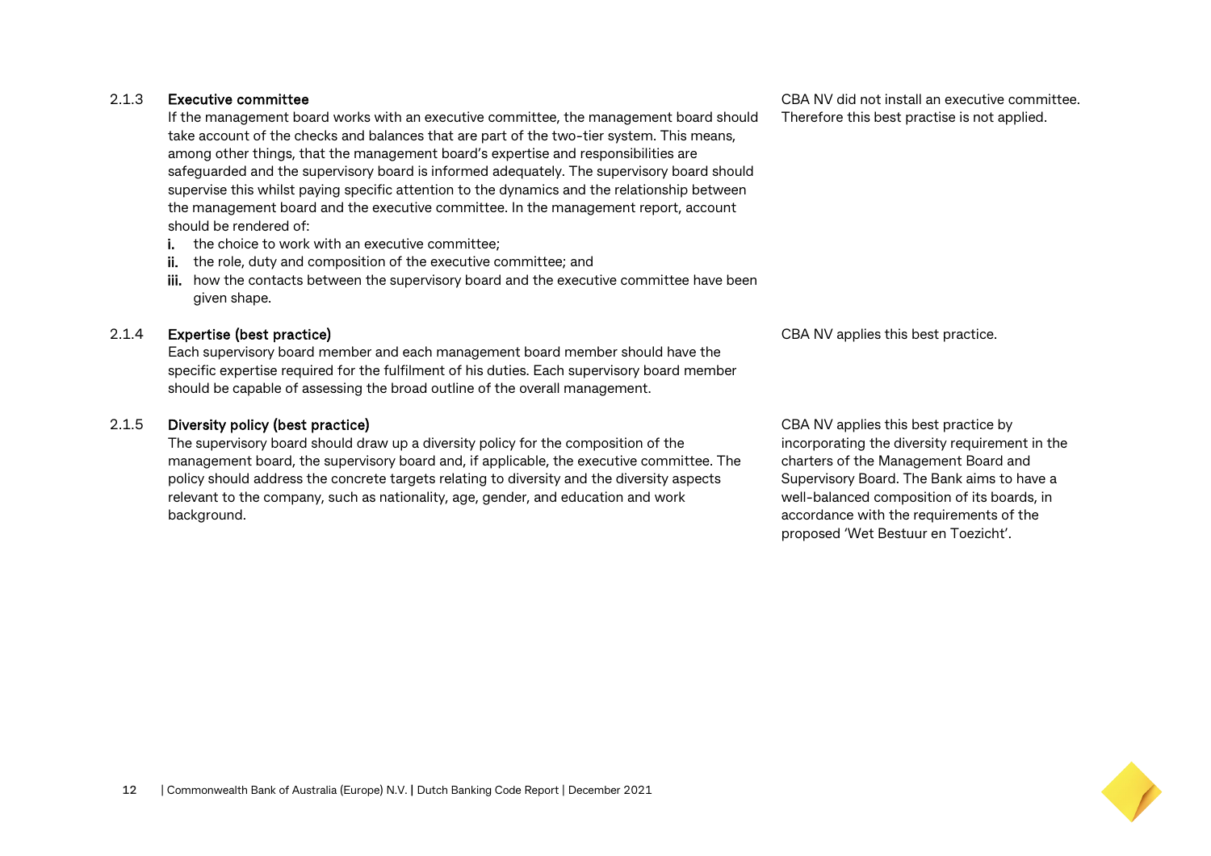### 2.1.3 Executive committee

If the management board works with an executive committee, the management board should take account of the checks and balances that are part of the two-tier system. This means, among other things, that the management board's expertise and responsibilities are safeguarded and the supervisory board is informed adequately. The supervisory board should supervise this whilst paying specific attention to the dynamics and the relationship between the management board and the executive committee. In the management report, account should be rendered of:

- **i.** the choice to work with an executive committee;
- **ii.** the role, duty and composition of the executive committee; and
- **iii.** how the contacts between the supervisory board and the executive committee have been given shape.

CBA NV did not install an executive committee. Therefore this best practise is not applied.

### 2.1.4 Expertise (best practice)

Each supervisory board member and each management board member should have the specific expertise required for the fulfilment of his duties. Each supervisory board member should be capable of assessing the broad outline of the overall management.

CBA NV applies this best practice.

### 2.1.5 Diversity policy (best practice)

The supervisory board should draw up a diversity policy for the composition of the management board, the supervisory board and, if applicable, the executive committee. The policy should address the concrete targets relating to diversity and the diversity aspects relevant to the company, such as nationality, age, gender, and education and work background.

CBA NV applies this best practice by incorporating the diversity requirement in the charters of the Management Board and Supervisory Board. The Bank aims to have a well-balanced composition of its boards, in accordance with the requirements of the proposed 'Wet Bestuur en Toezicht'.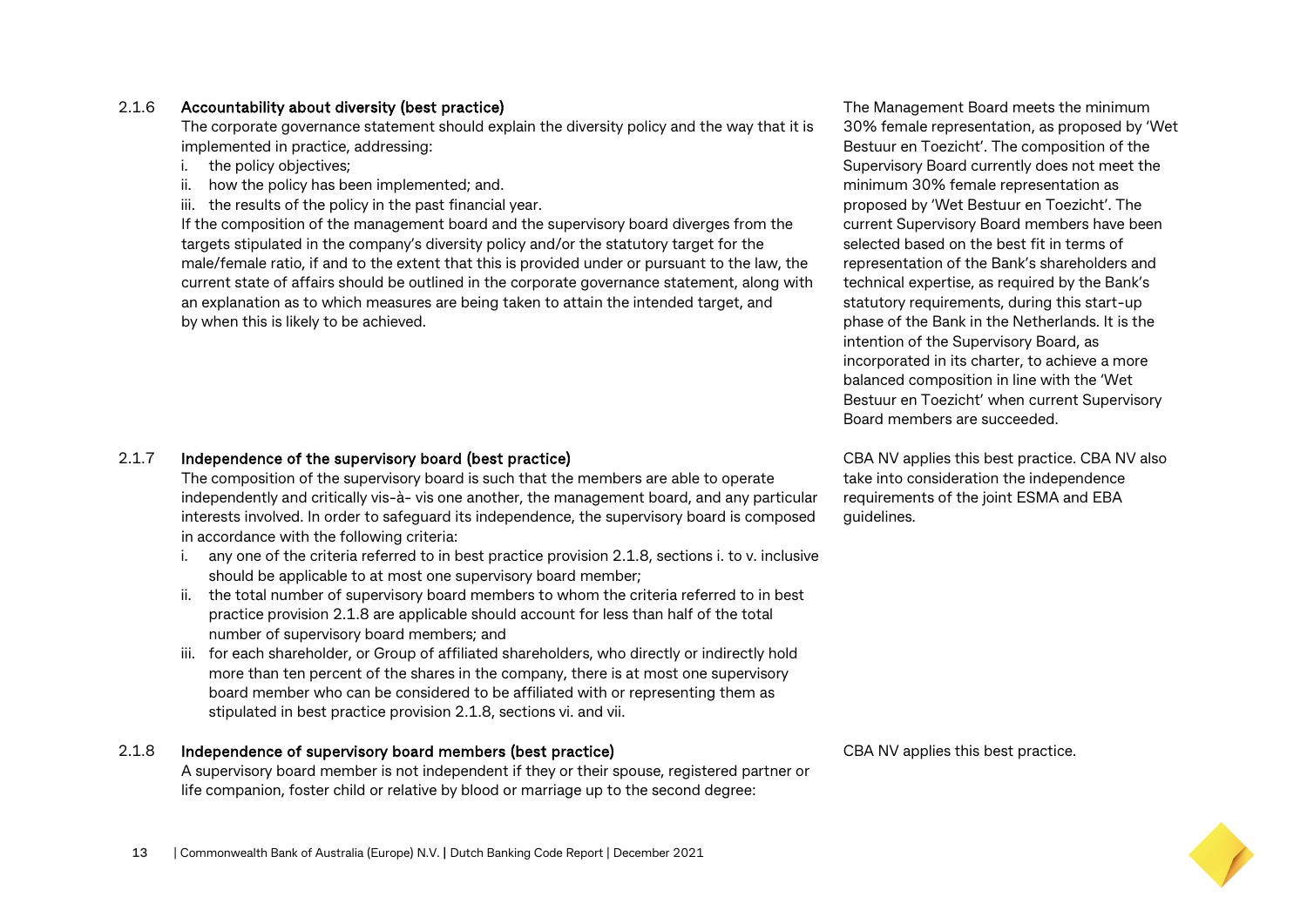| | Provision | Response |
|---|---|---|
| 2.1.6 | **Accountability about diversity (best practice)**<br>The corporate governance statement should explain the diversity policy and the way that it is implemented in practice, addressing:<br>i. the policy objectives;<br>ii. how the policy has been implemented; and.<br>iii. the results of the policy in the past financial year.<br>If the composition of the management board and the supervisory board diverges from the targets stipulated in the company's diversity policy and/or the statutory target for the male/female ratio, if and to the extent that this is provided under or pursuant to the law, the current state of affairs should be outlined in the corporate governance statement, along with an explanation as to which measures are being taken to attain the intended target, and by when this is likely to be achieved. | The Management Board meets the minimum 30% female representation, as proposed by 'Wet Bestuur en Toezicht'. The composition of the Supervisory Board currently does not meet the minimum 30% female representation as proposed by 'Wet Bestuur en Toezicht'. The current Supervisory Board members have been selected based on the best fit in terms of representation of the Bank's shareholders and technical expertise, as required by the Bank's statutory requirements, during this start-up phase of the Bank in the Netherlands. It is the intention of the Supervisory Board, as incorporated in its charter, to achieve a more balanced composition in line with the 'Wet Bestuur en Toezicht' when current Supervisory Board members are succeeded. |
| 2.1.7 | **Independence of the supervisory board (best practice)**<br>The composition of the supervisory board is such that the members are able to operate independently and critically vis-à- vis one another, the management board, and any particular interests involved. In order to safeguard its independence, the supervisory board is composed in accordance with the following criteria:<br>i. any one of the criteria referred to in best practice provision 2.1.8, sections i. to v. inclusive should be applicable to at most one supervisory board member;<br>ii. the total number of supervisory board members to whom the criteria referred to in best practice provision 2.1.8 are applicable should account for less than half of the total number of supervisory board members; and<br>iii. for each shareholder, or Group of affiliated shareholders, who directly or indirectly hold more than ten percent of the shares in the company, there is at most one supervisory board member who can be considered to be affiliated with or representing them as stipulated in best practice provision 2.1.8, sections vi. and vii. | CBA NV applies this best practice. CBA NV also take into consideration the independence requirements of the joint ESMA and EBA guidelines. |
| 2.1.8 | **Independence of supervisory board members (best practice)**<br>A supervisory board member is not independent if they or their spouse, registered partner or life companion, foster child or relative by blood or marriage up to the second degree: | CBA NV applies this best practice. |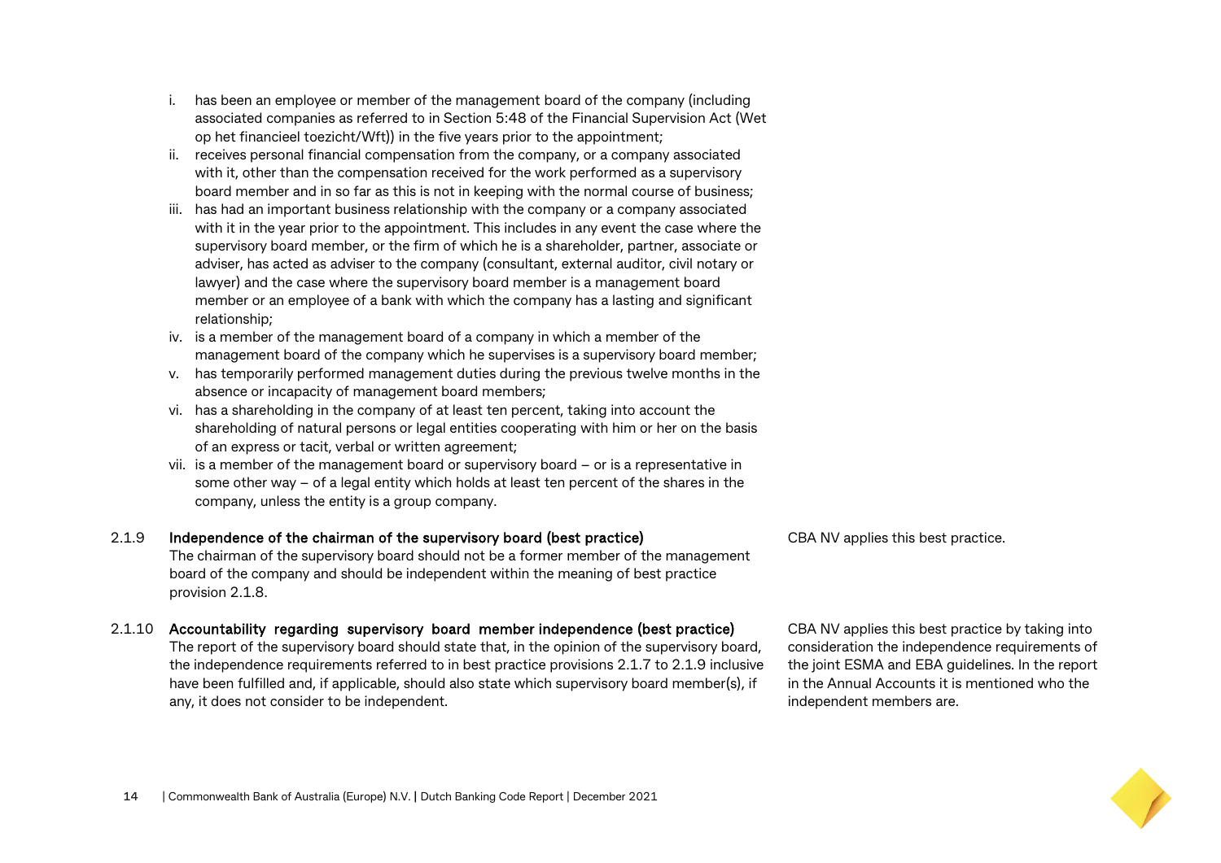i. has been an employee or member of the management board of the company (including associated companies as referred to in Section 5:48 of the Financial Supervision Act (Wet op het financieel toezicht/Wft)) in the five years prior to the appointment;
ii. receives personal financial compensation from the company, or a company associated with it, other than the compensation received for the work performed as a supervisory board member and in so far as this is not in keeping with the normal course of business;
iii. has had an important business relationship with the company or a company associated with it in the year prior to the appointment. This includes in any event the case where the supervisory board member, or the firm of which he is a shareholder, partner, associate or adviser, has acted as adviser to the company (consultant, external auditor, civil notary or lawyer) and the case where the supervisory board member is a management board member or an employee of a bank with which the company has a lasting and significant relationship;
iv. is a member of the management board of a company in which a member of the management board of the company which he supervises is a supervisory board member;
v. has temporarily performed management duties during the previous twelve months in the absence or incapacity of management board members;
vi. has a shareholding in the company of at least ten percent, taking into account the shareholding of natural persons or legal entities cooperating with him or her on the basis of an express or tacit, verbal or written agreement;
vii. is a member of the management board or supervisory board – or is a representative in some other way – of a legal entity which holds at least ten percent of the shares in the company, unless the entity is a group company.

| | Provision | Application |
|---|---|---|
| 2.1.9 | **Independence of the chairman of the supervisory board (best practice)**<br>The chairman of the supervisory board should not be a former member of the management board of the company and should be independent within the meaning of best practice provision 2.1.8. | CBA NV applies this best practice. |
| 2.1.10 | **Accountability regarding supervisory board member independence (best practice)**<br>The report of the supervisory board should state that, in the opinion of the supervisory board, the independence requirements referred to in best practice provisions 2.1.7 to 2.1.9 inclusive have been fulfilled and, if applicable, should also state which supervisory board member(s), if any, it does not consider to be independent. | CBA NV applies this best practice by taking into consideration the independence requirements of the joint ESMA and EBA guidelines. In the report in the Annual Accounts it is mentioned who the independent members are. |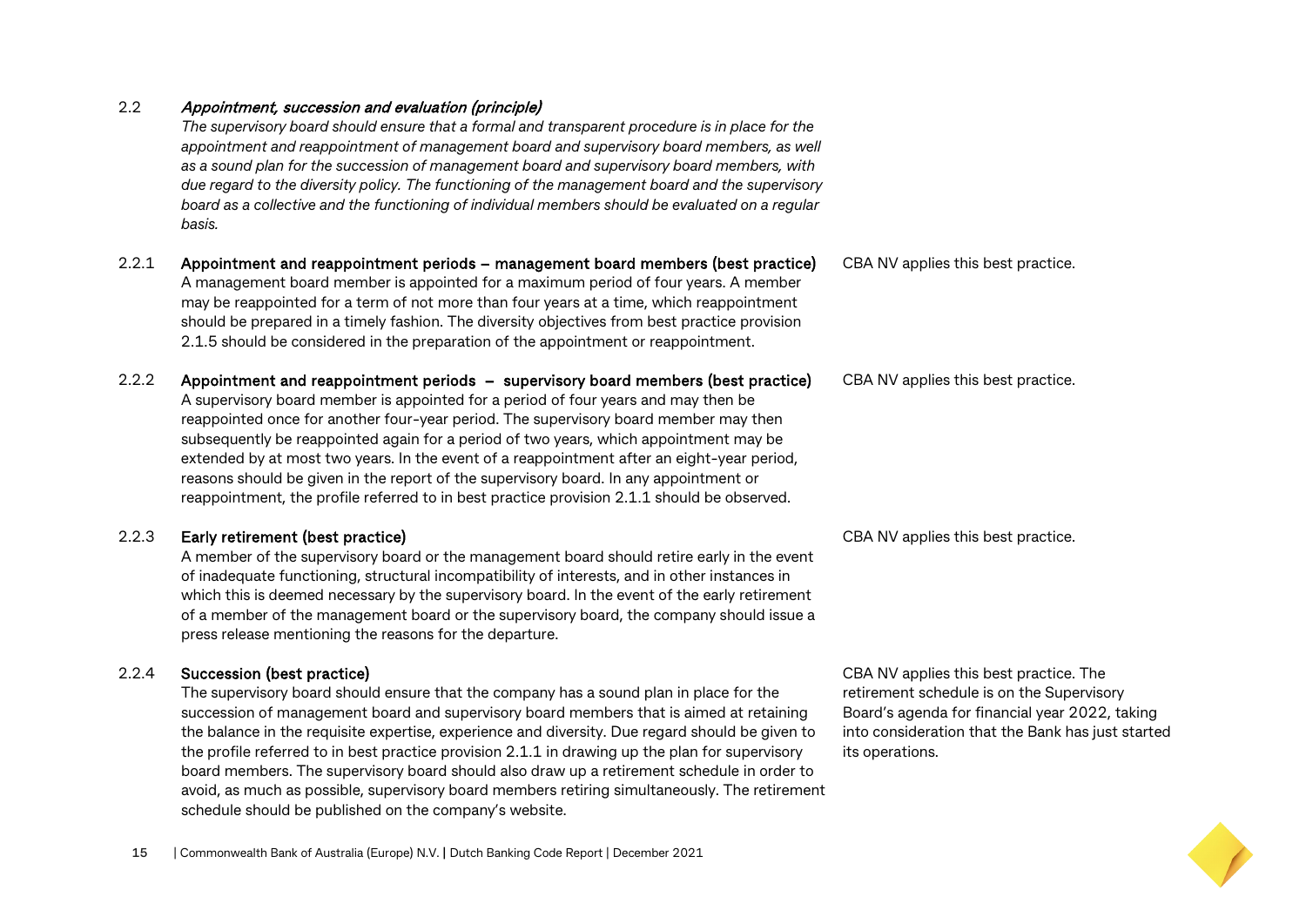### 2.2 *Appointment, succession and evaluation (principle)*

*The supervisory board should ensure that a formal and transparent procedure is in place for the appointment and reappointment of management board and supervisory board members, as well as a sound plan for the succession of management board and supervisory board members, with due regard to the diversity policy. The functioning of the management board and the supervisory board as a collective and the functioning of individual members should be evaluated on a regular basis.*

| Provision | Description | Compliance |
|---|---|---|
| 2.2.1 | **Appointment and reappointment periods – management board members (best practice)** A management board member is appointed for a maximum period of four years. A member may be reappointed for a term of not more than four years at a time, which reappointment should be prepared in a timely fashion. The diversity objectives from best practice provision 2.1.5 should be considered in the preparation of the appointment or reappointment. | CBA NV applies this best practice. |
| 2.2.2 | **Appointment and reappointment periods – supervisory board members (best practice)** A supervisory board member is appointed for a period of four years and may then be reappointed once for another four-year period. The supervisory board member may then subsequently be reappointed again for a period of two years, which appointment may be extended by at most two years. In the event of a reappointment after an eight-year period, reasons should be given in the report of the supervisory board. In any appointment or reappointment, the profile referred to in best practice provision 2.1.1 should be observed. | CBA NV applies this best practice. |
| 2.2.3 | **Early retirement (best practice)** A member of the supervisory board or the management board should retire early in the event of inadequate functioning, structural incompatibility of interests, and in other instances in which this is deemed necessary by the supervisory board. In the event of the early retirement of a member of the management board or the supervisory board, the company should issue a press release mentioning the reasons for the departure. | CBA NV applies this best practice. |
| 2.2.4 | **Succession (best practice)** The supervisory board should ensure that the company has a sound plan in place for the succession of management board and supervisory board members that is aimed at retaining the balance in the requisite expertise, experience and diversity. Due regard should be given to the profile referred to in best practice provision 2.1.1 in drawing up the plan for supervisory board members. The supervisory board should also draw up a retirement schedule in order to avoid, as much as possible, supervisory board members retiring simultaneously. The retirement schedule should be published on the company's website. | CBA NV applies this best practice. The retirement schedule is on the Supervisory Board's agenda for financial year 2022, taking into consideration that the Bank has just started its operations. |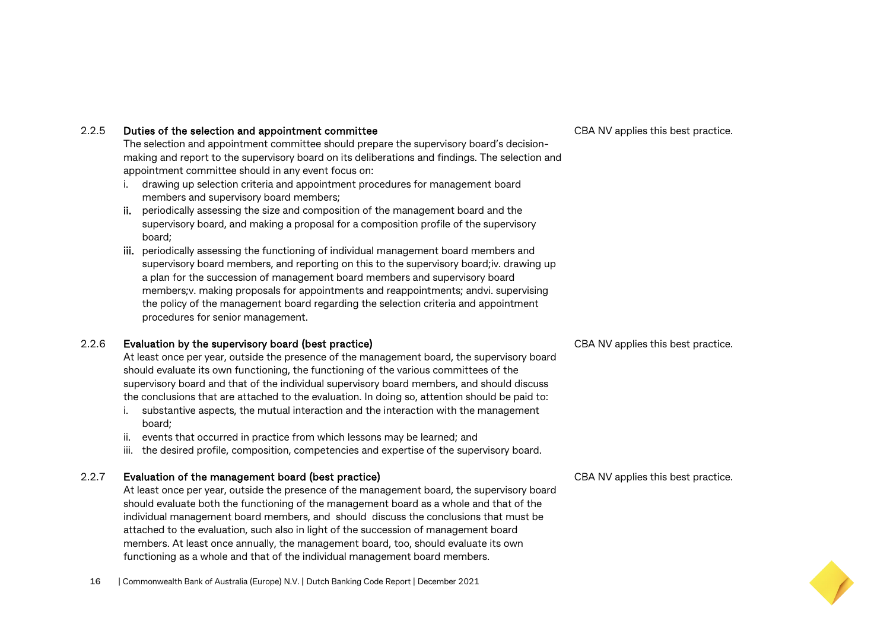| | | |
|---|---|---|
| 2.2.5 | **Duties of the selection and appointment committee**<br>The selection and appointment committee should prepare the supervisory board's decision-making and report to the supervisory board on its deliberations and findings. The selection and appointment committee should in any event focus on:<br>i. drawing up selection criteria and appointment procedures for management board members and supervisory board members;<br>ii. periodically assessing the size and composition of the management board and the supervisory board, and making a proposal for a composition profile of the supervisory board;<br>iii. periodically assessing the functioning of individual management board members and supervisory board members, and reporting on this to the supervisory board;iv. drawing up a plan for the succession of management board members and supervisory board members;v. making proposals for appointments and reappointments; andvi. supervising the policy of the management board regarding the selection criteria and appointment procedures for senior management. | CBA NV applies this best practice. |
| 2.2.6 | **Evaluation by the supervisory board (best practice)**<br>At least once per year, outside the presence of the management board, the supervisory board should evaluate its own functioning, the functioning of the various committees of the supervisory board and that of the individual supervisory board members, and should discuss the conclusions that are attached to the evaluation. In doing so, attention should be paid to:<br>i. substantive aspects, the mutual interaction and the interaction with the management board;<br>ii. events that occurred in practice from which lessons may be learned; and<br>iii. the desired profile, composition, competencies and expertise of the supervisory board. | CBA NV applies this best practice. |
| 2.2.7 | **Evaluation of the management board (best practice)**<br>At least once per year, outside the presence of the management board, the supervisory board should evaluate both the functioning of the management board as a whole and that of the individual management board members, and should discuss the conclusions that must be attached to the evaluation, such also in light of the succession of management board members. At least once annually, the management board, too, should evaluate its own functioning as a whole and that of the individual management board members. | CBA NV applies this best practice. |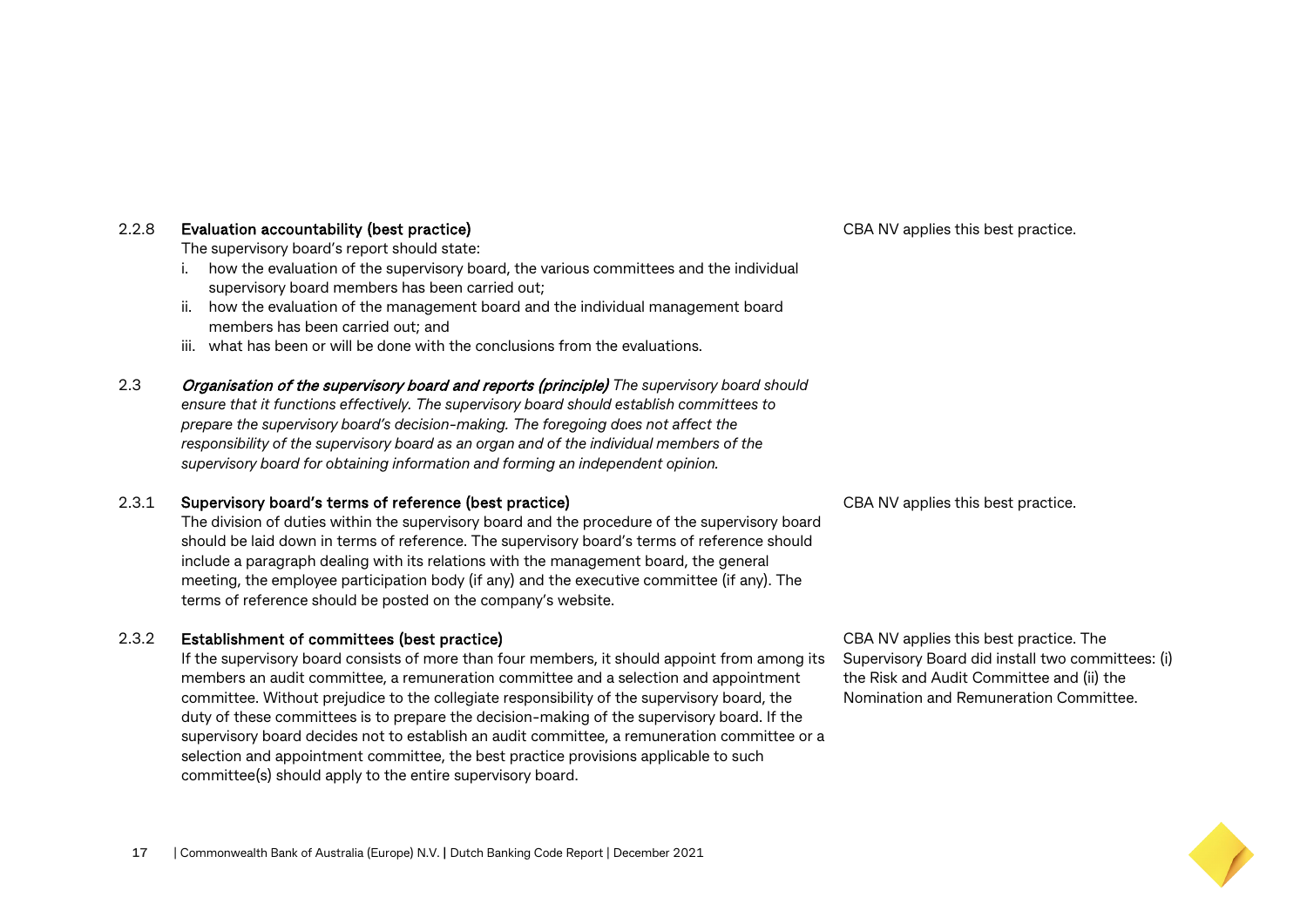**2.2.8 Evaluation accountability (best practice)**

The supervisory board's report should state:

i. how the evaluation of the supervisory board, the various committees and the individual supervisory board members has been carried out;
ii. how the evaluation of the management board and the individual management board members has been carried out; and
iii. what has been or will be done with the conclusions from the evaluations.

CBA NV applies this best practice.

**2.3** ***Organisation of the supervisory board and reports (principle)*** *The supervisory board should ensure that it functions effectively. The supervisory board should establish committees to prepare the supervisory board's decision-making. The foregoing does not affect the responsibility of the supervisory board as an organ and of the individual members of the supervisory board for obtaining information and forming an independent opinion.*

**2.3.1 Supervisory board's terms of reference (best practice)**

The division of duties within the supervisory board and the procedure of the supervisory board should be laid down in terms of reference. The supervisory board's terms of reference should include a paragraph dealing with its relations with the management board, the general meeting, the employee participation body (if any) and the executive committee (if any). The terms of reference should be posted on the company's website.

CBA NV applies this best practice.

**2.3.2 Establishment of committees (best practice)**

If the supervisory board consists of more than four members, it should appoint from among its members an audit committee, a remuneration committee and a selection and appointment committee. Without prejudice to the collegiate responsibility of the supervisory board, the duty of these committees is to prepare the decision-making of the supervisory board. If the supervisory board decides not to establish an audit committee, a remuneration committee or a selection and appointment committee, the best practice provisions applicable to such committee(s) should apply to the entire supervisory board.

CBA NV applies this best practice. The Supervisory Board did install two committees: (i) the Risk and Audit Committee and (ii) the Nomination and Remuneration Committee.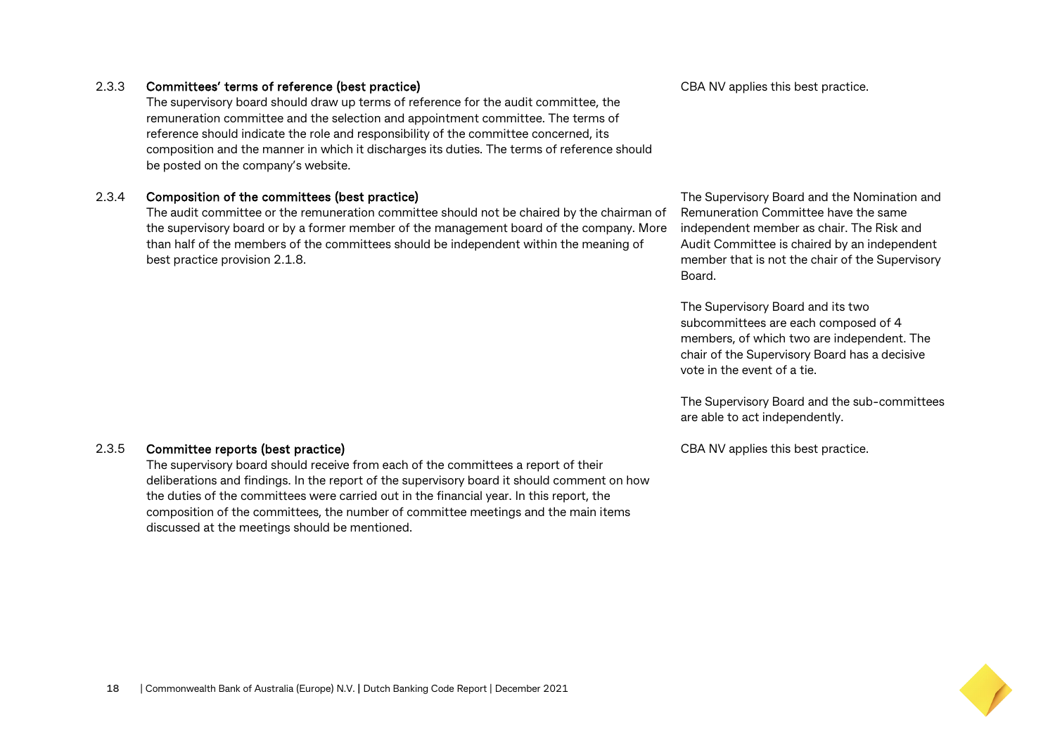**2.3.3 Committees' terms of reference (best practice)**

The supervisory board should draw up terms of reference for the audit committee, the remuneration committee and the selection and appointment committee. The terms of reference should indicate the role and responsibility of the committee concerned, its composition and the manner in which it discharges its duties. The terms of reference should be posted on the company's website.

CBA NV applies this best practice.

**2.3.4 Composition of the committees (best practice)**

The audit committee or the remuneration committee should not be chaired by the chairman of the supervisory board or by a former member of the management board of the company. More than half of the members of the committees should be independent within the meaning of best practice provision 2.1.8.

The Supervisory Board and the Nomination and Remuneration Committee have the same independent member as chair. The Risk and Audit Committee is chaired by an independent member that is not the chair of the Supervisory Board.

The Supervisory Board and its two subcommittees are each composed of 4 members, of which two are independent. The chair of the Supervisory Board has a decisive vote in the event of a tie.

The Supervisory Board and the sub-committees are able to act independently.

**2.3.5 Committee reports (best practice)**

The supervisory board should receive from each of the committees a report of their deliberations and findings. In the report of the supervisory board it should comment on how the duties of the committees were carried out in the financial year. In this report, the composition of the committees, the number of committee meetings and the main items discussed at the meetings should be mentioned.

CBA NV applies this best practice.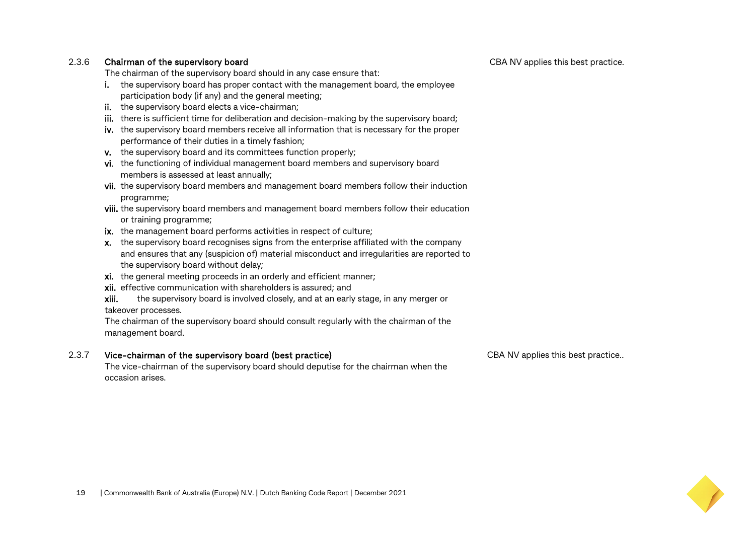### 2.3.6 Chairman of the supervisory board

The chairman of the supervisory board should in any case ensure that:

i. the supervisory board has proper contact with the management board, the employee participation body (if any) and the general meeting;
ii. the supervisory board elects a vice-chairman;
iii. there is sufficient time for deliberation and decision-making by the supervisory board;
iv. the supervisory board members receive all information that is necessary for the proper performance of their duties in a timely fashion;
v. the supervisory board and its committees function properly;
vi. the functioning of individual management board members and supervisory board members is assessed at least annually;
vii. the supervisory board members and management board members follow their induction programme;
viii. the supervisory board members and management board members follow their education or training programme;
ix. the management board performs activities in respect of culture;
x. the supervisory board recognises signs from the enterprise affiliated with the company and ensures that any (suspicion of) material misconduct and irregularities are reported to the supervisory board without delay;
xi. the general meeting proceeds in an orderly and efficient manner;
xii. effective communication with shareholders is assured; and
xiii. the supervisory board is involved closely, and at an early stage, in any merger or takeover processes.

The chairman of the supervisory board should consult regularly with the chairman of the management board.

CBA NV applies this best practice.

### 2.3.7 Vice-chairman of the supervisory board (best practice)

The vice-chairman of the supervisory board should deputise for the chairman when the occasion arises.

CBA NV applies this best practice..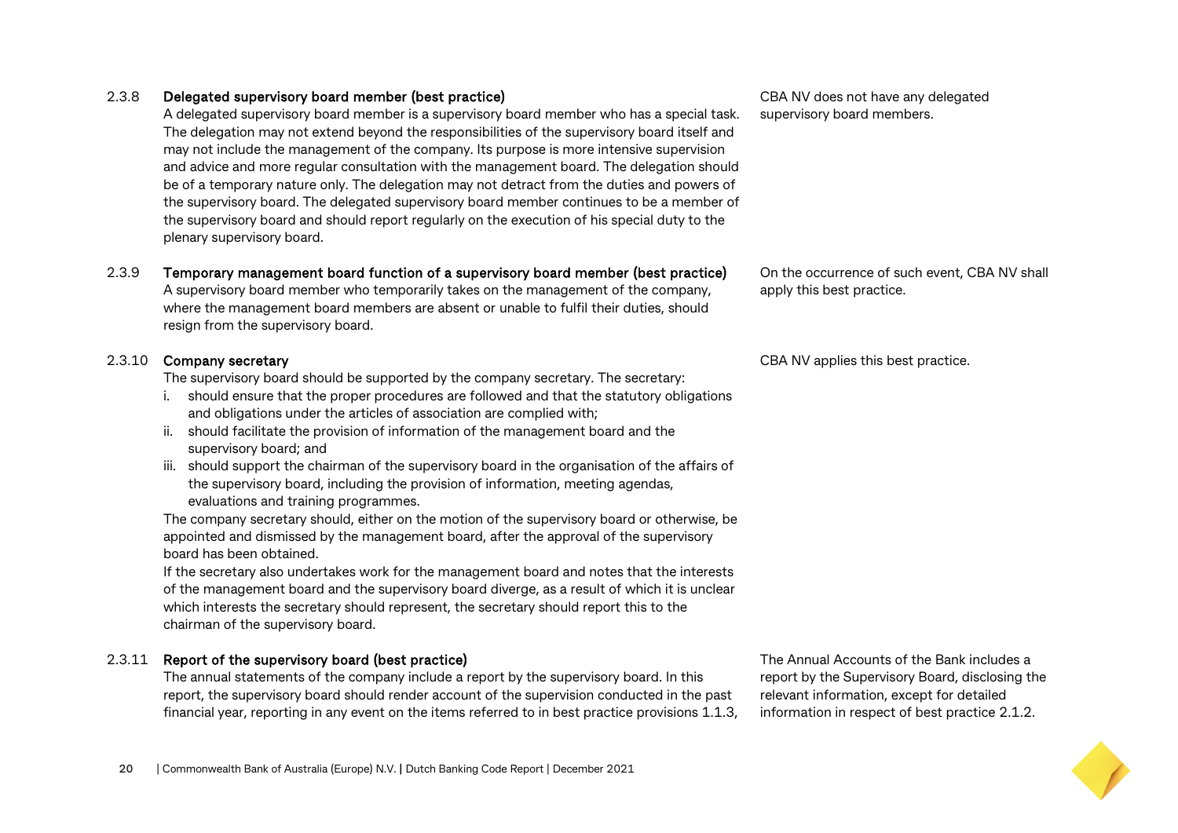### 2.3.8 Delegated supervisory board member (best practice)

A delegated supervisory board member is a supervisory board member who has a special task. The delegation may not extend beyond the responsibilities of the supervisory board itself and may not include the management of the company. Its purpose is more intensive supervision and advice and more regular consultation with the management board. The delegation should be of a temporary nature only. The delegation may not detract from the duties and powers of the supervisory board. The delegated supervisory board member continues to be a member of the supervisory board and should report regularly on the execution of his special duty to the plenary supervisory board.

CBA NV does not have any delegated supervisory board members.

### 2.3.9 Temporary management board function of a supervisory board member (best practice)

A supervisory board member who temporarily takes on the management of the company, where the management board members are absent or unable to fulfil their duties, should resign from the supervisory board.

On the occurrence of such event, CBA NV shall apply this best practice.

### 2.3.10 Company secretary

The supervisory board should be supported by the company secretary. The secretary:

i. should ensure that the proper procedures are followed and that the statutory obligations and obligations under the articles of association are complied with;
ii. should facilitate the provision of information of the management board and the supervisory board; and
iii. should support the chairman of the supervisory board in the organisation of the affairs of the supervisory board, including the provision of information, meeting agendas, evaluations and training programmes.

The company secretary should, either on the motion of the supervisory board or otherwise, be appointed and dismissed by the management board, after the approval of the supervisory board has been obtained.

If the secretary also undertakes work for the management board and notes that the interests of the management board and the supervisory board diverge, as a result of which it is unclear which interests the secretary should represent, the secretary should report this to the chairman of the supervisory board.

CBA NV applies this best practice.

### 2.3.11 Report of the supervisory board (best practice)

The annual statements of the company include a report by the supervisory board. In this report, the supervisory board should render account of the supervision conducted in the past financial year, reporting in any event on the items referred to in best practice provisions 1.1.3,

The Annual Accounts of the Bank includes a report by the Supervisory Board, disclosing the relevant information, except for detailed information in respect of best practice 2.1.2.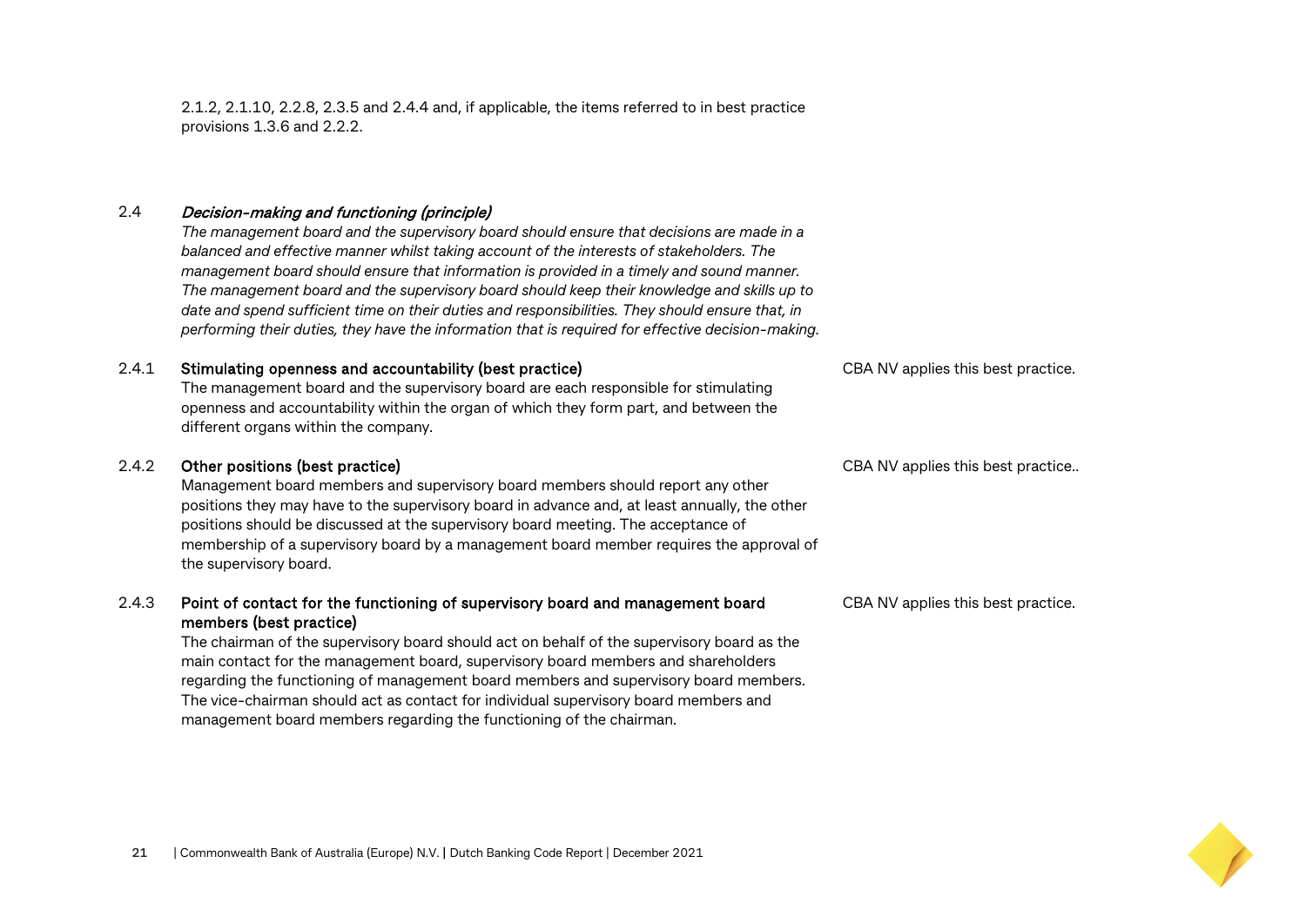2.1.2, 2.1.10, 2.2.8, 2.3.5 and 2.4.4 and, if applicable, the items referred to in best practice provisions 1.3.6 and 2.2.2.

### 2.4 *Decision-making and functioning (principle)*

*The management board and the supervisory board should ensure that decisions are made in a balanced and effective manner whilst taking account of the interests of stakeholders. The management board should ensure that information is provided in a timely and sound manner. The management board and the supervisory board should keep their knowledge and skills up to date and spend sufficient time on their duties and responsibilities. They should ensure that, in performing their duties, they have the information that is required for effective decision-making.*

| | Provision | CBA NV |
|---|---|---|
| 2.4.1 | **Stimulating openness and accountability (best practice)**<br>The management board and the supervisory board are each responsible for stimulating openness and accountability within the organ of which they form part, and between the different organs within the company. | CBA NV applies this best practice. |
| 2.4.2 | **Other positions (best practice)**<br>Management board members and supervisory board members should report any other positions they may have to the supervisory board in advance and, at least annually, the other positions should be discussed at the supervisory board meeting. The acceptance of membership of a supervisory board by a management board member requires the approval of the supervisory board. | CBA NV applies this best practice.. |
| 2.4.3 | **Point of contact for the functioning of supervisory board and management board members (best practice)**<br>The chairman of the supervisory board should act on behalf of the supervisory board as the main contact for the management board, supervisory board members and shareholders regarding the functioning of management board members and supervisory board members. The vice-chairman should act as contact for individual supervisory board members and management board members regarding the functioning of the chairman. | CBA NV applies this best practice. |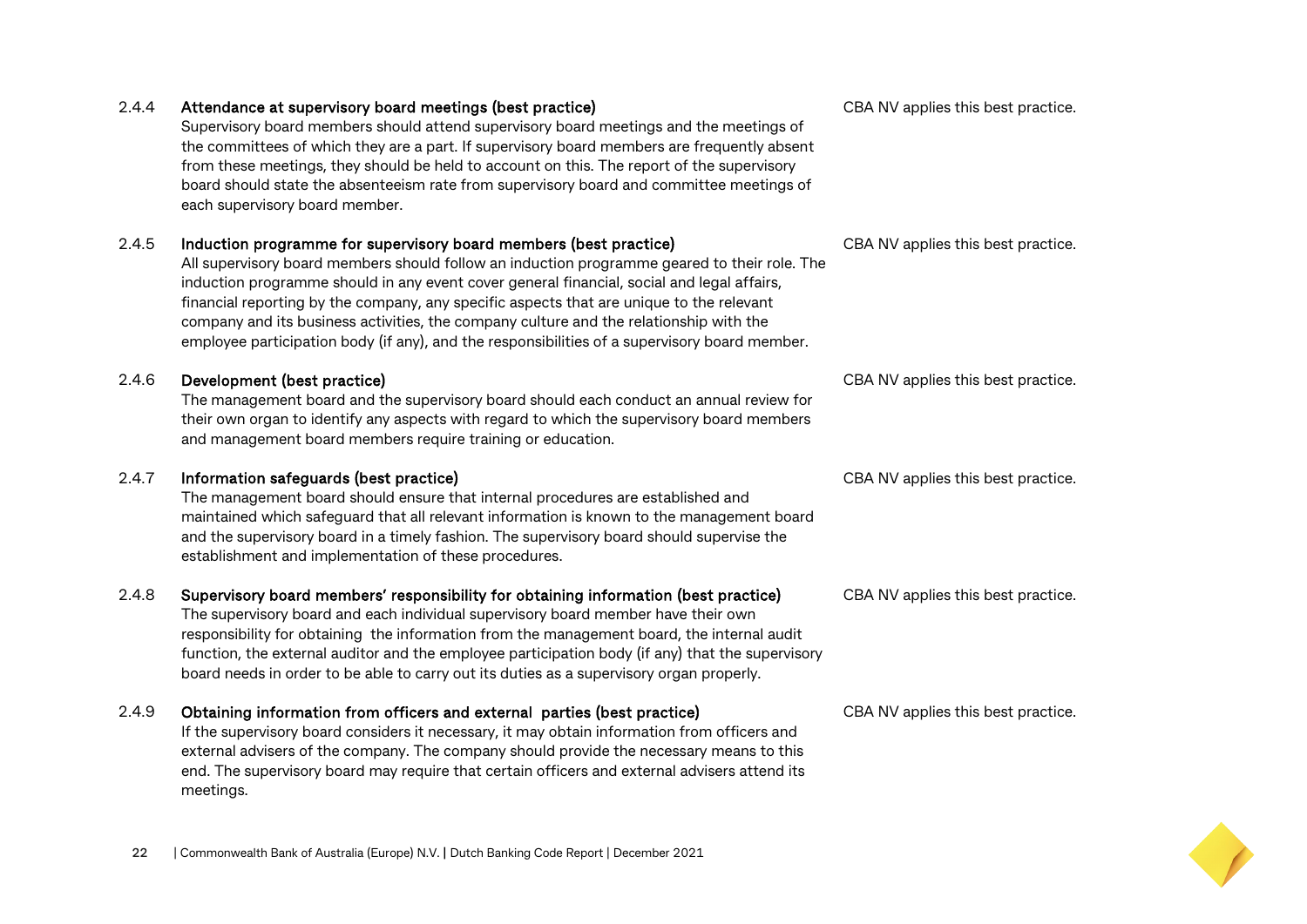| | | |
|---|---|---|
| 2.4.4 | **Attendance at supervisory board meetings (best practice)**<br>Supervisory board members should attend supervisory board meetings and the meetings of the committees of which they are a part. If supervisory board members are frequently absent from these meetings, they should be held to account on this. The report of the supervisory board should state the absenteeism rate from supervisory board and committee meetings of each supervisory board member. | CBA NV applies this best practice. |
| 2.4.5 | **Induction programme for supervisory board members (best practice)**<br>All supervisory board members should follow an induction programme geared to their role. The induction programme should in any event cover general financial, social and legal affairs, financial reporting by the company, any specific aspects that are unique to the relevant company and its business activities, the company culture and the relationship with the employee participation body (if any), and the responsibilities of a supervisory board member. | CBA NV applies this best practice. |
| 2.4.6 | **Development (best practice)**<br>The management board and the supervisory board should each conduct an annual review for their own organ to identify any aspects with regard to which the supervisory board members and management board members require training or education. | CBA NV applies this best practice. |
| 2.4.7 | **Information safeguards (best practice)**<br>The management board should ensure that internal procedures are established and maintained which safeguard that all relevant information is known to the management board and the supervisory board in a timely fashion. The supervisory board should supervise the establishment and implementation of these procedures. | CBA NV applies this best practice. |
| 2.4.8 | **Supervisory board members' responsibility for obtaining information (best practice)**<br>The supervisory board and each individual supervisory board member have their own responsibility for obtaining the information from the management board, the internal audit function, the external auditor and the employee participation body (if any) that the supervisory board needs in order to be able to carry out its duties as a supervisory organ properly. | CBA NV applies this best practice. |
| 2.4.9 | **Obtaining information from officers and external parties (best practice)**<br>If the supervisory board considers it necessary, it may obtain information from officers and external advisers of the company. The company should provide the necessary means to this end. The supervisory board may require that certain officers and external advisers attend its meetings. | CBA NV applies this best practice. |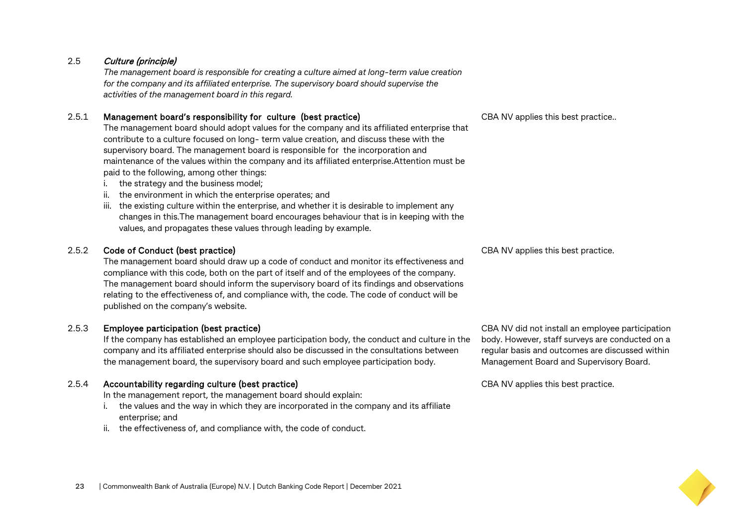2.5 *Culture (principle)*

*The management board is responsible for creating a culture aimed at long-term value creation for the company and its affiliated enterprise. The supervisory board should supervise the activities of the management board in this regard.*

| | Best practice | CBA NV response |
|---|---|---|
| 2.5.1 | **Management board's responsibility for culture (best practice)**<br>The management board should adopt values for the company and its affiliated enterprise that contribute to a culture focused on long- term value creation, and discuss these with the supervisory board. The management board is responsible for the incorporation and maintenance of the values within the company and its affiliated enterprise.Attention must be paid to the following, among other things:<br>i. the strategy and the business model;<br>ii. the environment in which the enterprise operates; and<br>iii. the existing culture within the enterprise, and whether it is desirable to implement any changes in this.The management board encourages behaviour that is in keeping with the values, and propagates these values through leading by example. | CBA NV applies this best practice.. |
| 2.5.2 | **Code of Conduct (best practice)**<br>The management board should draw up a code of conduct and monitor its effectiveness and compliance with this code, both on the part of itself and of the employees of the company. The management board should inform the supervisory board of its findings and observations relating to the effectiveness of, and compliance with, the code. The code of conduct will be published on the company's website. | CBA NV applies this best practice. |
| 2.5.3 | **Employee participation (best practice)**<br>If the company has established an employee participation body, the conduct and culture in the company and its affiliated enterprise should also be discussed in the consultations between the management board, the supervisory board and such employee participation body. | CBA NV did not install an employee participation body. However, staff surveys are conducted on a regular basis and outcomes are discussed within Management Board and Supervisory Board. |
| 2.5.4 | **Accountability regarding culture (best practice)**<br>In the management report, the management board should explain:<br>i. the values and the way in which they are incorporated in the company and its affiliate enterprise; and<br>ii. the effectiveness of, and compliance with, the code of conduct. | CBA NV applies this best practice. |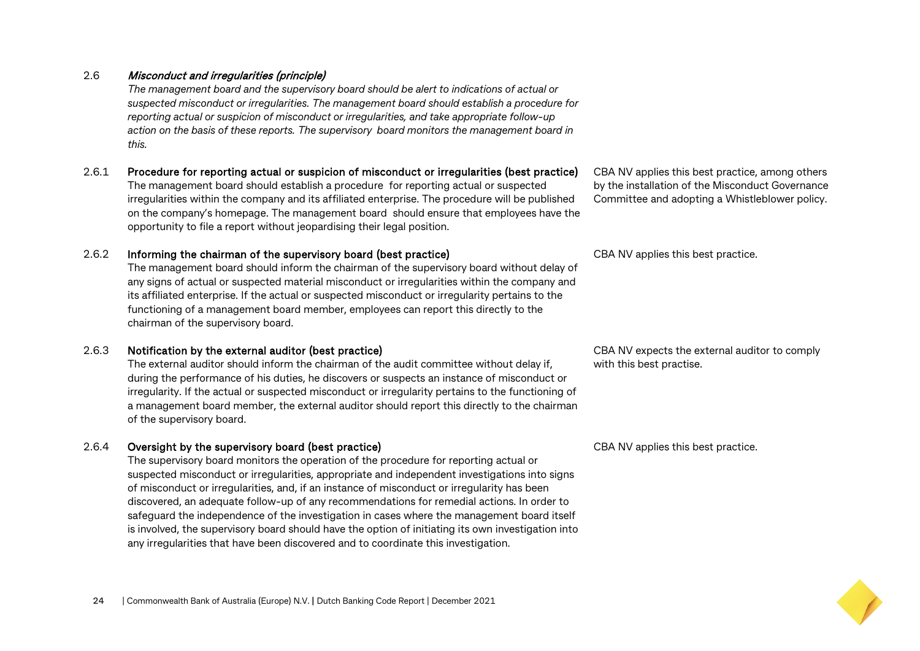### 2.6 *Misconduct and irregularities (principle)*

*The management board and the supervisory board should be alert to indications of actual or suspected misconduct or irregularities. The management board should establish a procedure for reporting actual or suspicion of misconduct or irregularities, and take appropriate follow-up action on the basis of these reports. The supervisory board monitors the management board in this.*

| Section | Best practice | CBA NV |
|---|---|---|
| 2.6.1 | **Procedure for reporting actual or suspicion of misconduct or irregularities (best practice)**<br>The management board should establish a procedure for reporting actual or suspected irregularities within the company and its affiliated enterprise. The procedure will be published on the company's homepage. The management board should ensure that employees have the opportunity to file a report without jeopardising their legal position. | CBA NV applies this best practice, among others by the installation of the Misconduct Governance Committee and adopting a Whistleblower policy. |
| 2.6.2 | **Informing the chairman of the supervisory board (best practice)**<br>The management board should inform the chairman of the supervisory board without delay of any signs of actual or suspected material misconduct or irregularities within the company and its affiliated enterprise. If the actual or suspected misconduct or irregularity pertains to the functioning of a management board member, employees can report this directly to the chairman of the supervisory board. | CBA NV applies this best practice. |
| 2.6.3 | **Notification by the external auditor (best practice)**<br>The external auditor should inform the chairman of the audit committee without delay if, during the performance of his duties, he discovers or suspects an instance of misconduct or irregularity. If the actual or suspected misconduct or irregularity pertains to the functioning of a management board member, the external auditor should report this directly to the chairman of the supervisory board. | CBA NV expects the external auditor to comply with this best practise. |
| 2.6.4 | **Oversight by the supervisory board (best practice)**<br>The supervisory board monitors the operation of the procedure for reporting actual or suspected misconduct or irregularities, appropriate and independent investigations into signs of misconduct or irregularities, and, if an instance of misconduct or irregularity has been discovered, an adequate follow-up of any recommendations for remedial actions. In order to safeguard the independence of the investigation in cases where the management board itself is involved, the supervisory board should have the option of initiating its own investigation into any irregularities that have been discovered and to coordinate this investigation. | CBA NV applies this best practice. |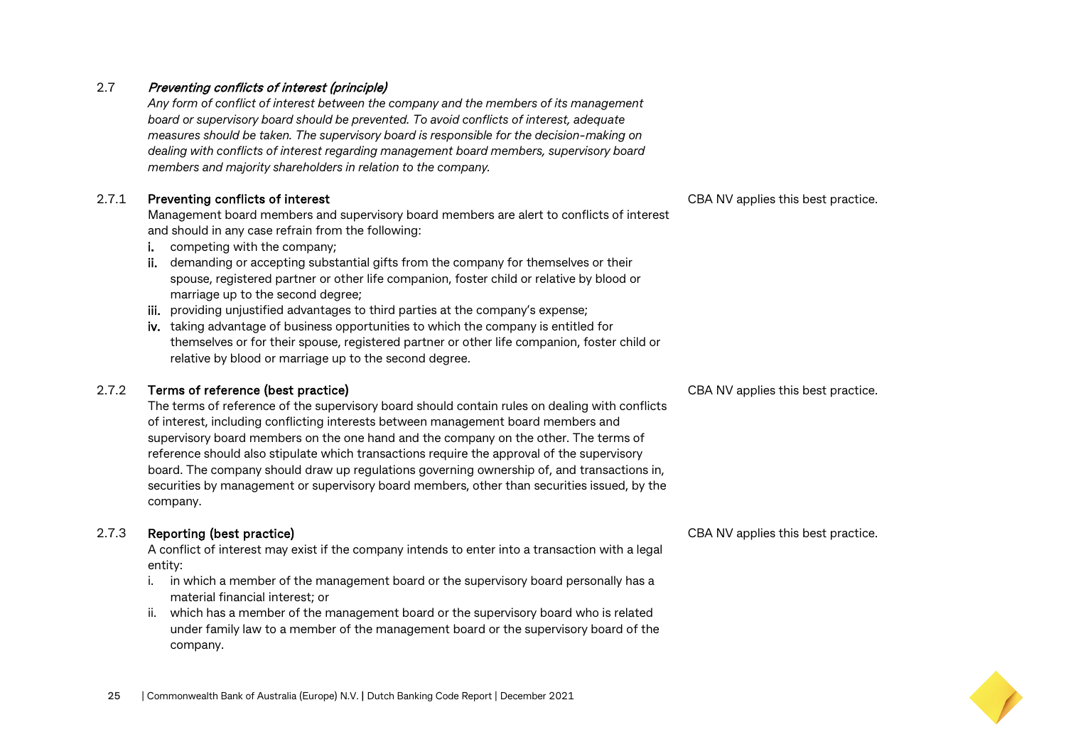## 2.7 *Preventing conflicts of interest (principle)*

*Any form of conflict of interest between the company and the members of its management board or supervisory board should be prevented. To avoid conflicts of interest, adequate measures should be taken. The supervisory board is responsible for the decision-making on dealing with conflicts of interest regarding management board members, supervisory board members and majority shareholders in relation to the company.*

### 2.7.1 Preventing conflicts of interest

Management board members and supervisory board members are alert to conflicts of interest and should in any case refrain from the following:

i. competing with the company;
ii. demanding or accepting substantial gifts from the company for themselves or their spouse, registered partner or other life companion, foster child or relative by blood or marriage up to the second degree;
iii. providing unjustified advantages to third parties at the company's expense;
iv. taking advantage of business opportunities to which the company is entitled for themselves or for their spouse, registered partner or other life companion, foster child or relative by blood or marriage up to the second degree.

CBA NV applies this best practice.

### 2.7.2 Terms of reference (best practice)

The terms of reference of the supervisory board should contain rules on dealing with conflicts of interest, including conflicting interests between management board members and supervisory board members on the one hand and the company on the other. The terms of reference should also stipulate which transactions require the approval of the supervisory board. The company should draw up regulations governing ownership of, and transactions in, securities by management or supervisory board members, other than securities issued, by the company.

CBA NV applies this best practice.

### 2.7.3 Reporting (best practice)

A conflict of interest may exist if the company intends to enter into a transaction with a legal entity:

i. in which a member of the management board or the supervisory board personally has a material financial interest; or
ii. which has a member of the management board or the supervisory board who is related under family law to a member of the management board or the supervisory board of the company.

CBA NV applies this best practice.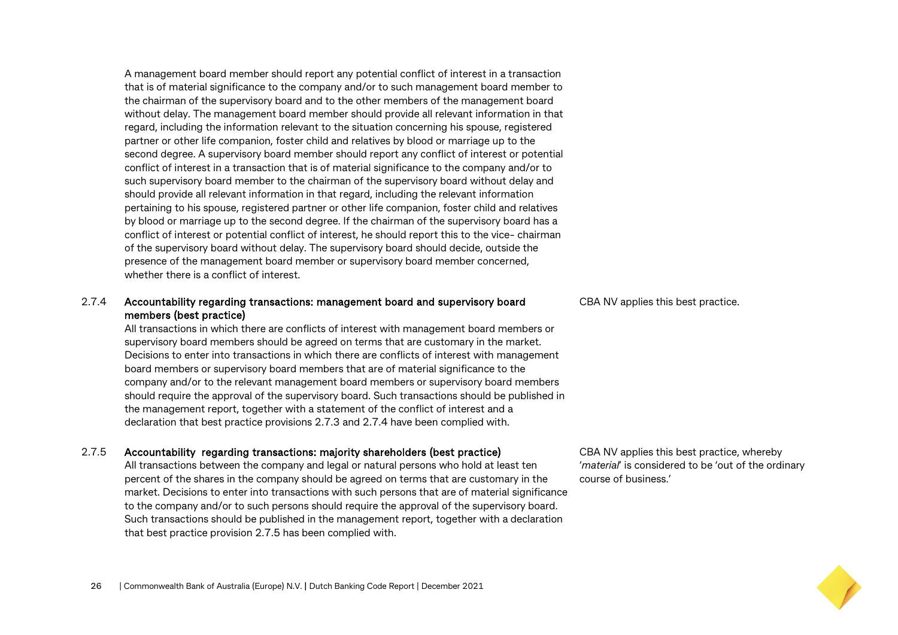A management board member should report any potential conflict of interest in a transaction that is of material significance to the company and/or to such management board member to the chairman of the supervisory board and to the other members of the management board without delay. The management board member should provide all relevant information in that regard, including the information relevant to the situation concerning his spouse, registered partner or other life companion, foster child and relatives by blood or marriage up to the second degree. A supervisory board member should report any conflict of interest or potential conflict of interest in a transaction that is of material significance to the company and/or to such supervisory board member to the chairman of the supervisory board without delay and should provide all relevant information in that regard, including the relevant information pertaining to his spouse, registered partner or other life companion, foster child and relatives by blood or marriage up to the second degree. If the chairman of the supervisory board has a conflict of interest or potential conflict of interest, he should report this to the vice- chairman of the supervisory board without delay. The supervisory board should decide, outside the presence of the management board member or supervisory board member concerned, whether there is a conflict of interest.

**2.7.4 Accountability regarding transactions: management board and supervisory board members (best practice)**

All transactions in which there are conflicts of interest with management board members or supervisory board members should be agreed on terms that are customary in the market. Decisions to enter into transactions in which there are conflicts of interest with management board members or supervisory board members that are of material significance to the company and/or to the relevant management board members or supervisory board members should require the approval of the supervisory board. Such transactions should be published in the management report, together with a statement of the conflict of interest and a declaration that best practice provisions 2.7.3 and 2.7.4 have been complied with.

CBA NV applies this best practice.

**2.7.5 Accountability regarding transactions: majority shareholders (best practice)**

All transactions between the company and legal or natural persons who hold at least ten percent of the shares in the company should be agreed on terms that are customary in the market. Decisions to enter into transactions with such persons that are of material significance to the company and/or to such persons should require the approval of the supervisory board. Such transactions should be published in the management report, together with a declaration that best practice provision 2.7.5 has been complied with.

CBA NV applies this best practice, whereby '*material*' is considered to be 'out of the ordinary course of business.'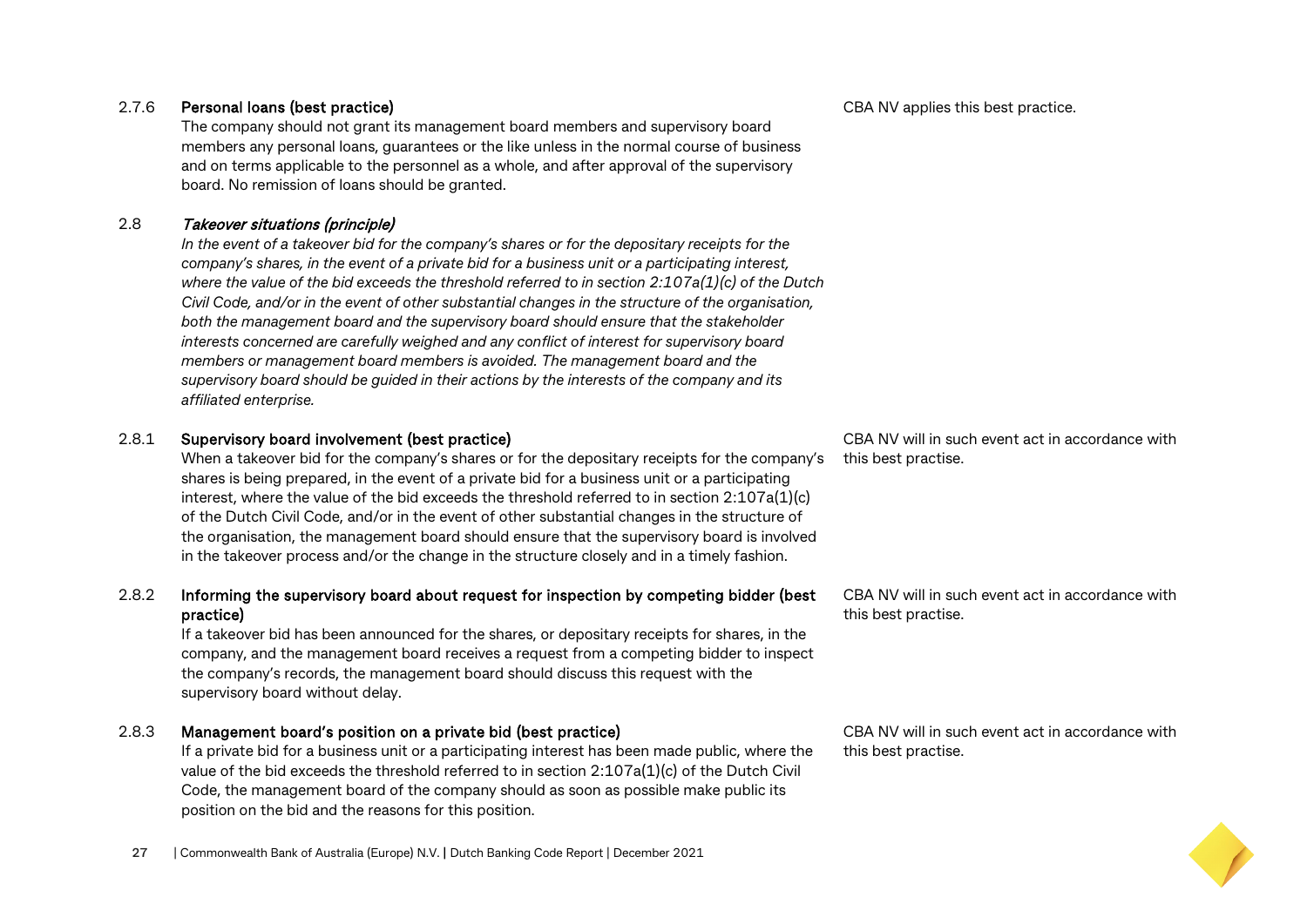| Section | Dutch Banking Code | CBA NV |
|---|---|---|
| 2.7.6 | **Personal loans (best practice)**<br>The company should not grant its management board members and supervisory board members any personal loans, guarantees or the like unless in the normal course of business and on terms applicable to the personnel as a whole, and after approval of the supervisory board. No remission of loans should be granted. | CBA NV applies this best practice. |
| 2.8 | ***Takeover situations (principle)***<br>*In the event of a takeover bid for the company's shares or for the depositary receipts for the company's shares, in the event of a private bid for a business unit or a participating interest, where the value of the bid exceeds the threshold referred to in section 2:107a(1)(c) of the Dutch Civil Code, and/or in the event of other substantial changes in the structure of the organisation, both the management board and the supervisory board should ensure that the stakeholder interests concerned are carefully weighed and any conflict of interest for supervisory board members or management board members is avoided. The management board and the supervisory board should be guided in their actions by the interests of the company and its affiliated enterprise.* | |
| 2.8.1 | **Supervisory board involvement (best practice)**<br>When a takeover bid for the company's shares or for the depositary receipts for the company's shares is being prepared, in the event of a private bid for a business unit or a participating interest, where the value of the bid exceeds the threshold referred to in section 2:107a(1)(c) of the Dutch Civil Code, and/or in the event of other substantial changes in the structure of the organisation, the management board should ensure that the supervisory board is involved in the takeover process and/or the change in the structure closely and in a timely fashion. | CBA NV will in such event act in accordance with this best practise. |
| 2.8.2 | **Informing the supervisory board about request for inspection by competing bidder (best practice)**<br>If a takeover bid has been announced for the shares, or depositary receipts for shares, in the company, and the management board receives a request from a competing bidder to inspect the company's records, the management board should discuss this request with the supervisory board without delay. | CBA NV will in such event act in accordance with this best practise. |
| 2.8.3 | **Management board's position on a private bid (best practice)**<br>If a private bid for a business unit or a participating interest has been made public, where the value of the bid exceeds the threshold referred to in section 2:107a(1)(c) of the Dutch Civil Code, the management board of the company should as soon as possible make public its position on the bid and the reasons for this position. | CBA NV will in such event act in accordance with this best practise. |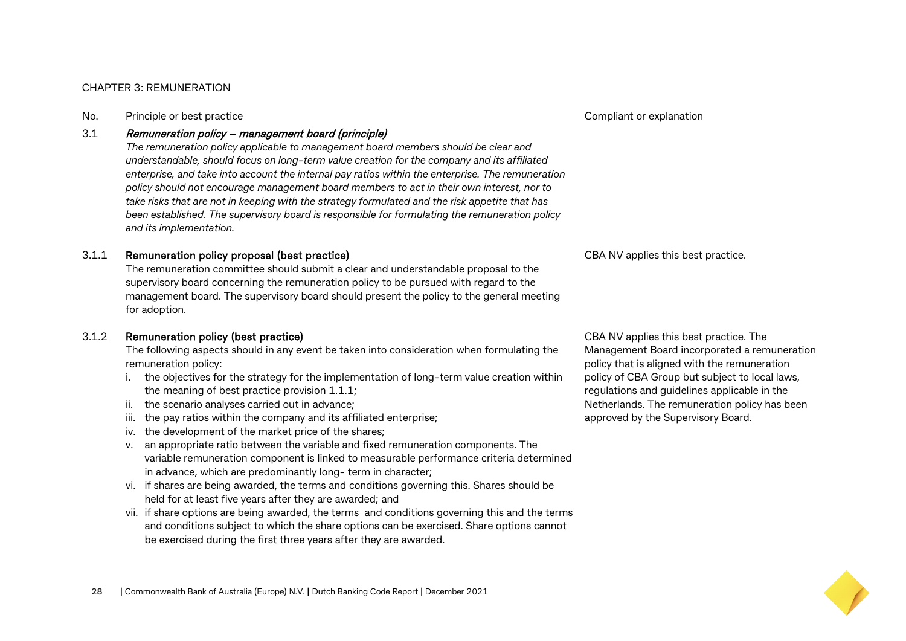## CHAPTER 3: REMUNERATION

| No. | Principle or best practice | Compliant or explanation |
|---|---|---|
| 3.1 | ***Remuneration policy – management board (principle)***<br>*The remuneration policy applicable to management board members should be clear and understandable, should focus on long-term value creation for the company and its affiliated enterprise, and take into account the internal pay ratios within the enterprise. The remuneration policy should not encourage management board members to act in their own interest, nor to take risks that are not in keeping with the strategy formulated and the risk appetite that has been established. The supervisory board is responsible for formulating the remuneration policy and its implementation.* | |
| 3.1.1 | **Remuneration policy proposal (best practice)**<br>The remuneration committee should submit a clear and understandable proposal to the supervisory board concerning the remuneration policy to be pursued with regard to the management board. The supervisory board should present the policy to the general meeting for adoption. | CBA NV applies this best practice. |
| 3.1.2 | **Remuneration policy (best practice)**<br>The following aspects should in any event be taken into consideration when formulating the remuneration policy:<br>i. the objectives for the strategy for the implementation of long-term value creation within the meaning of best practice provision 1.1.1;<br>ii. the scenario analyses carried out in advance;<br>iii. the pay ratios within the company and its affiliated enterprise;<br>iv. the development of the market price of the shares;<br>v. an appropriate ratio between the variable and fixed remuneration components. The variable remuneration component is linked to measurable performance criteria determined in advance, which are predominantly long- term in character;<br>vi. if shares are being awarded, the terms and conditions governing this. Shares should be held for at least five years after they are awarded; and<br>vii. if share options are being awarded, the terms and conditions governing this and the terms and conditions subject to which the share options can be exercised. Share options cannot be exercised during the first three years after they are awarded. | CBA NV applies this best practice. The Management Board incorporated a remuneration policy that is aligned with the remuneration policy of CBA Group but subject to local laws, regulations and guidelines applicable in the Netherlands. The remuneration policy has been approved by the Supervisory Board. |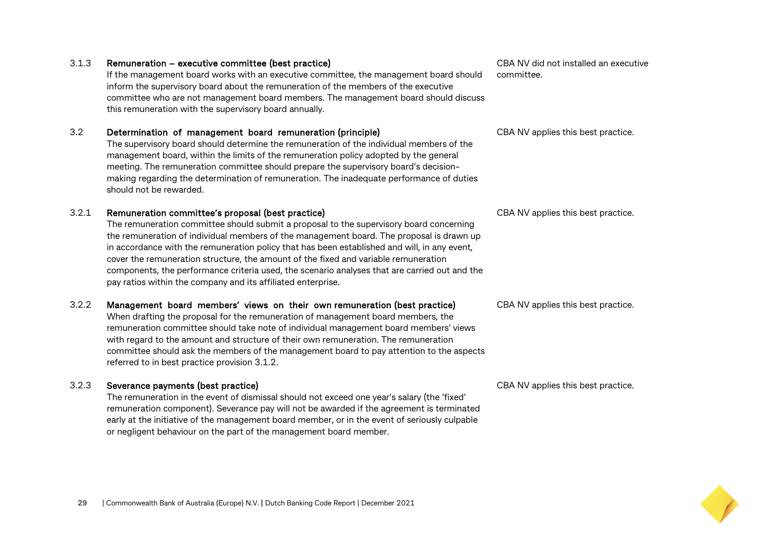| | | |
|---|---|---|
| 3.1.3 | **Remuneration – executive committee (best practice)**<br>If the management board works with an executive committee, the management board should inform the supervisory board about the remuneration of the members of the executive committee who are not management board members. The management board should discuss this remuneration with the supervisory board annually. | CBA NV did not installed an executive committee. |
| 3.2 | **Determination of management board remuneration (principle)**<br>The supervisory board should determine the remuneration of the individual members of the management board, within the limits of the remuneration policy adopted by the general meeting. The remuneration committee should prepare the supervisory board's decision-making regarding the determination of remuneration. The inadequate performance of duties should not be rewarded. | CBA NV applies this best practice. |
| 3.2.1 | **Remuneration committee's proposal (best practice)**<br>The remuneration committee should submit a proposal to the supervisory board concerning the remuneration of individual members of the management board. The proposal is drawn up in accordance with the remuneration policy that has been established and will, in any event, cover the remuneration structure, the amount of the fixed and variable remuneration components, the performance criteria used, the scenario analyses that are carried out and the pay ratios within the company and its affiliated enterprise. | CBA NV applies this best practice. |
| 3.2.2 | **Management board members' views on their own remuneration (best practice)**<br>When drafting the proposal for the remuneration of management board members, the remuneration committee should take note of individual management board members' views with regard to the amount and structure of their own remuneration. The remuneration committee should ask the members of the management board to pay attention to the aspects referred to in best practice provision 3.1.2. | CBA NV applies this best practice. |
| 3.2.3 | **Severance payments (best practice)**<br>The remuneration in the event of dismissal should not exceed one year's salary (the 'fixed' remuneration component). Severance pay will not be awarded if the agreement is terminated early at the initiative of the management board member, or in the event of seriously culpable or negligent behaviour on the part of the management board member. | CBA NV applies this best practice. |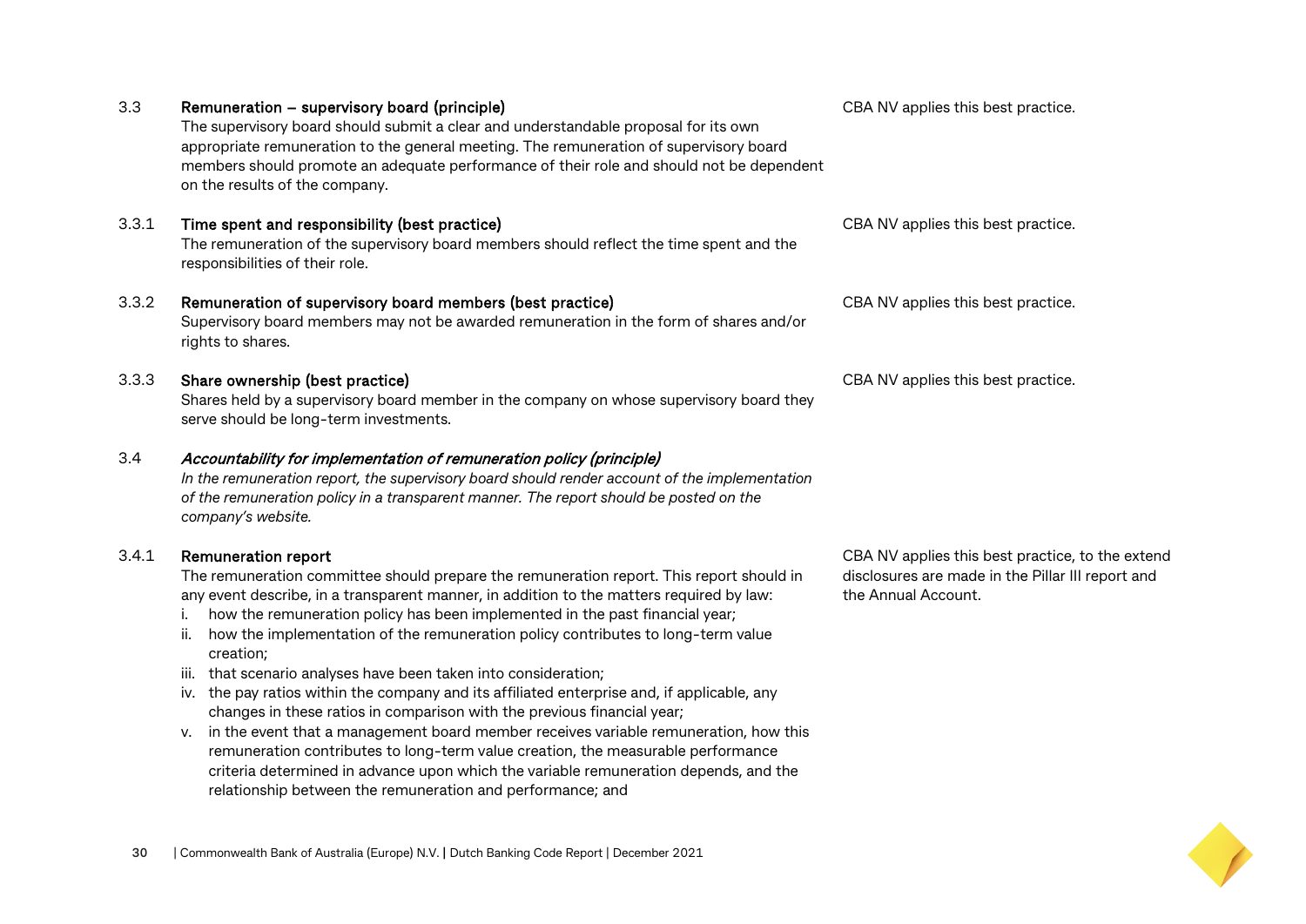| | Provision | CBA NV |
|---|---|---|
| 3.3 | **Remuneration – supervisory board (principle)**<br>The supervisory board should submit a clear and understandable proposal for its own appropriate remuneration to the general meeting. The remuneration of supervisory board members should promote an adequate performance of their role and should not be dependent on the results of the company. | CBA NV applies this best practice. |
| 3.3.1 | **Time spent and responsibility (best practice)**<br>The remuneration of the supervisory board members should reflect the time spent and the responsibilities of their role. | CBA NV applies this best practice. |
| 3.3.2 | **Remuneration of supervisory board members (best practice)**<br>Supervisory board members may not be awarded remuneration in the form of shares and/or rights to shares. | CBA NV applies this best practice. |
| 3.3.3 | **Share ownership (best practice)**<br>Shares held by a supervisory board member in the company on whose supervisory board they serve should be long-term investments. | CBA NV applies this best practice. |
| 3.4 | ***Accountability for implementation of remuneration policy (principle)***<br>*In the remuneration report, the supervisory board should render account of the implementation of the remuneration policy in a transparent manner. The report should be posted on the company's website.* | |
| 3.4.1 | **Remuneration report**<br>The remuneration committee should prepare the remuneration report. This report should in any event describe, in a transparent manner, in addition to the matters required by law:<br>i. how the remuneration policy has been implemented in the past financial year;<br>ii. how the implementation of the remuneration policy contributes to long-term value creation;<br>iii. that scenario analyses have been taken into consideration;<br>iv. the pay ratios within the company and its affiliated enterprise and, if applicable, any changes in these ratios in comparison with the previous financial year;<br>v. in the event that a management board member receives variable remuneration, how this remuneration contributes to long-term value creation, the measurable performance criteria determined in advance upon which the variable remuneration depends, and the relationship between the remuneration and performance; and | CBA NV applies this best practice, to the extend disclosures are made in the Pillar III report and the Annual Account. |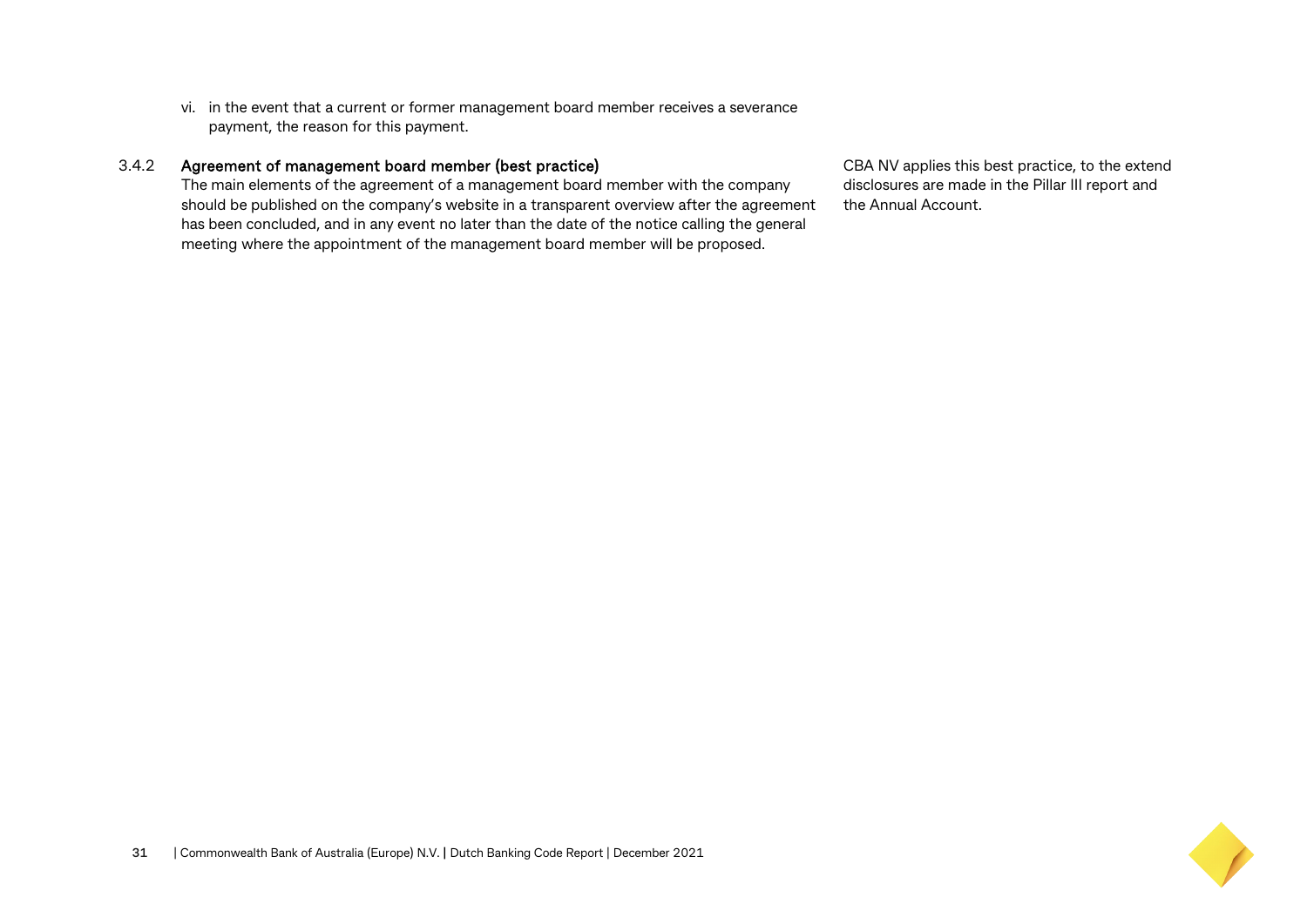vi. in the event that a current or former management board member receives a severance payment, the reason for this payment.

| | | |
|---|---|---|
| 3.4.2 | **Agreement of management board member (best practice)**<br>The main elements of the agreement of a management board member with the company should be published on the company's website in a transparent overview after the agreement has been concluded, and in any event no later than the date of the notice calling the general meeting where the appointment of the management board member will be proposed. | CBA NV applies this best practice, to the extend disclosures are made in the Pillar III report and the Annual Account. |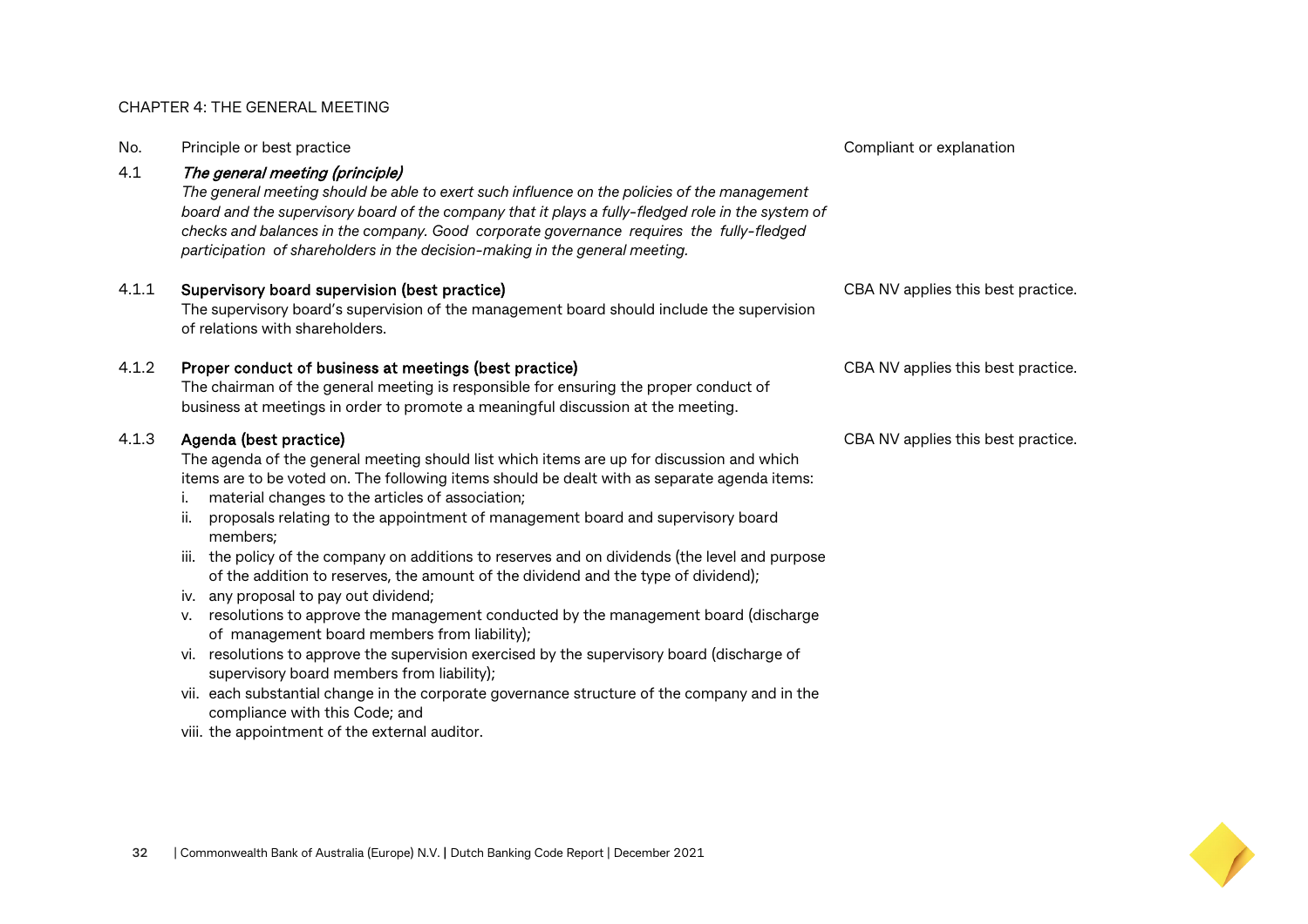CHAPTER 4: THE GENERAL MEETING

| No. | Principle or best practice | Compliant or explanation |
| --- | --- | --- |
| 4.1 | ***The general meeting (principle)***<br>*The general meeting should be able to exert such influence on the policies of the management board and the supervisory board of the company that it plays a fully-fledged role in the system of checks and balances in the company. Good corporate governance requires the fully-fledged participation of shareholders in the decision-making in the general meeting.* | |
| 4.1.1 | **Supervisory board supervision (best practice)**<br>The supervisory board's supervision of the management board should include the supervision of relations with shareholders. | CBA NV applies this best practice. |
| 4.1.2 | **Proper conduct of business at meetings (best practice)**<br>The chairman of the general meeting is responsible for ensuring the proper conduct of business at meetings in order to promote a meaningful discussion at the meeting. | CBA NV applies this best practice. |
| 4.1.3 | **Agenda (best practice)**<br>The agenda of the general meeting should list which items are up for discussion and which items are to be voted on. The following items should be dealt with as separate agenda items:<br>i. material changes to the articles of association;<br>ii. proposals relating to the appointment of management board and supervisory board members;<br>iii. the policy of the company on additions to reserves and on dividends (the level and purpose of the addition to reserves, the amount of the dividend and the type of dividend);<br>iv. any proposal to pay out dividend;<br>v. resolutions to approve the management conducted by the management board (discharge of management board members from liability);<br>vi. resolutions to approve the supervision exercised by the supervisory board (discharge of supervisory board members from liability);<br>vii. each substantial change in the corporate governance structure of the company and in the compliance with this Code; and<br>viii. the appointment of the external auditor. | CBA NV applies this best practice. |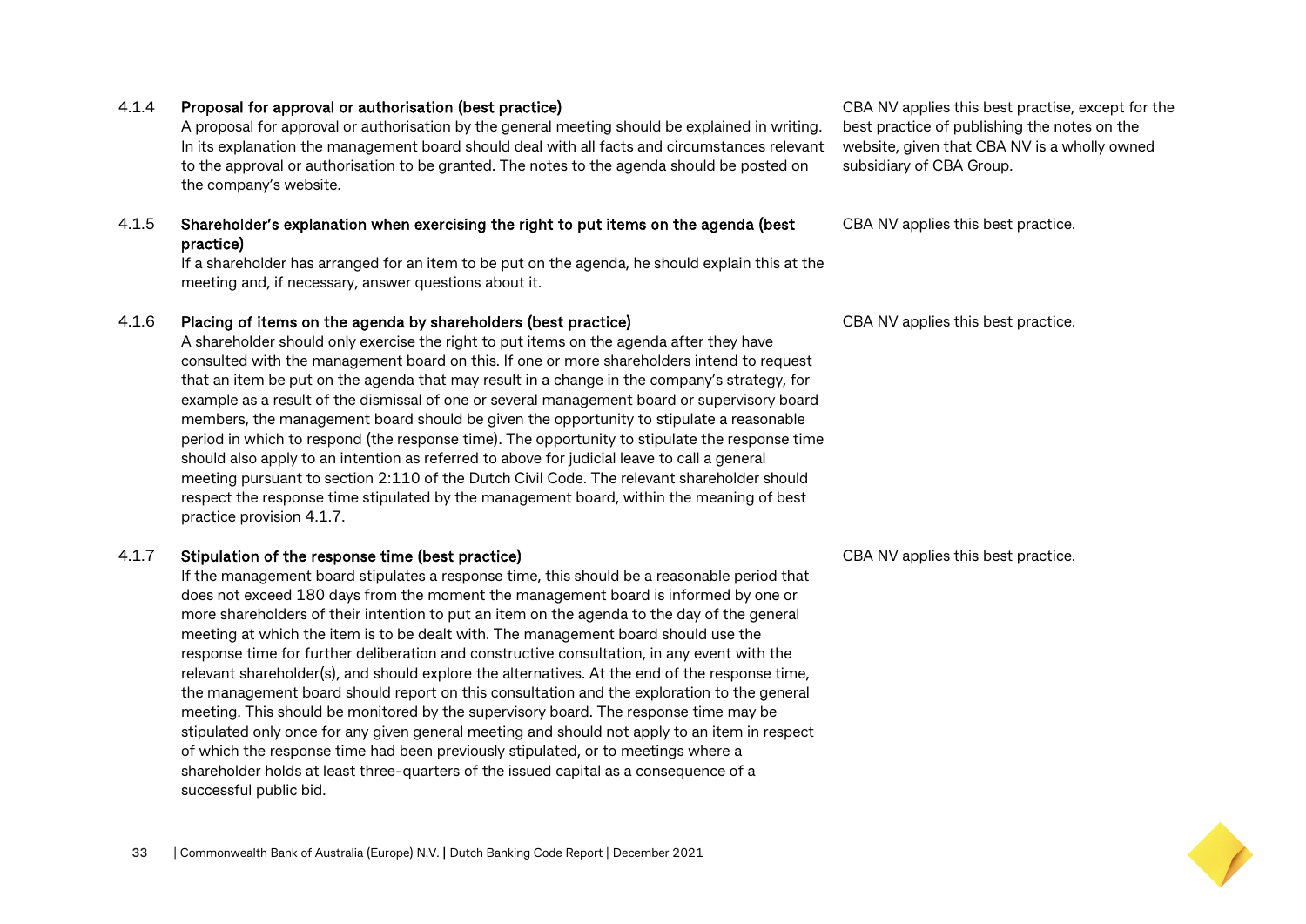#### 4.1.4 Proposal for approval or authorisation (best practice)

A proposal for approval or authorisation by the general meeting should be explained in writing. In its explanation the management board should deal with all facts and circumstances relevant to the approval or authorisation to be granted. The notes to the agenda should be posted on the company's website.

CBA NV applies this best practise, except for the best practice of publishing the notes on the website, given that CBA NV is a wholly owned subsidiary of CBA Group.

#### 4.1.5 Shareholder's explanation when exercising the right to put items on the agenda (best practice)

If a shareholder has arranged for an item to be put on the agenda, he should explain this at the meeting and, if necessary, answer questions about it.

CBA NV applies this best practice.

#### 4.1.6 Placing of items on the agenda by shareholders (best practice)

A shareholder should only exercise the right to put items on the agenda after they have consulted with the management board on this. If one or more shareholders intend to request that an item be put on the agenda that may result in a change in the company's strategy, for example as a result of the dismissal of one or several management board or supervisory board members, the management board should be given the opportunity to stipulate a reasonable period in which to respond (the response time). The opportunity to stipulate the response time should also apply to an intention as referred to above for judicial leave to call a general meeting pursuant to section 2:110 of the Dutch Civil Code. The relevant shareholder should respect the response time stipulated by the management board, within the meaning of best practice provision 4.1.7.

CBA NV applies this best practice.

#### 4.1.7 Stipulation of the response time (best practice)

If the management board stipulates a response time, this should be a reasonable period that does not exceed 180 days from the moment the management board is informed by one or more shareholders of their intention to put an item on the agenda to the day of the general meeting at which the item is to be dealt with. The management board should use the response time for further deliberation and constructive consultation, in any event with the relevant shareholder(s), and should explore the alternatives. At the end of the response time, the management board should report on this consultation and the exploration to the general meeting. This should be monitored by the supervisory board. The response time may be stipulated only once for any given general meeting and should not apply to an item in respect of which the response time had been previously stipulated, or to meetings where a shareholder holds at least three-quarters of the issued capital as a consequence of a successful public bid.

CBA NV applies this best practice.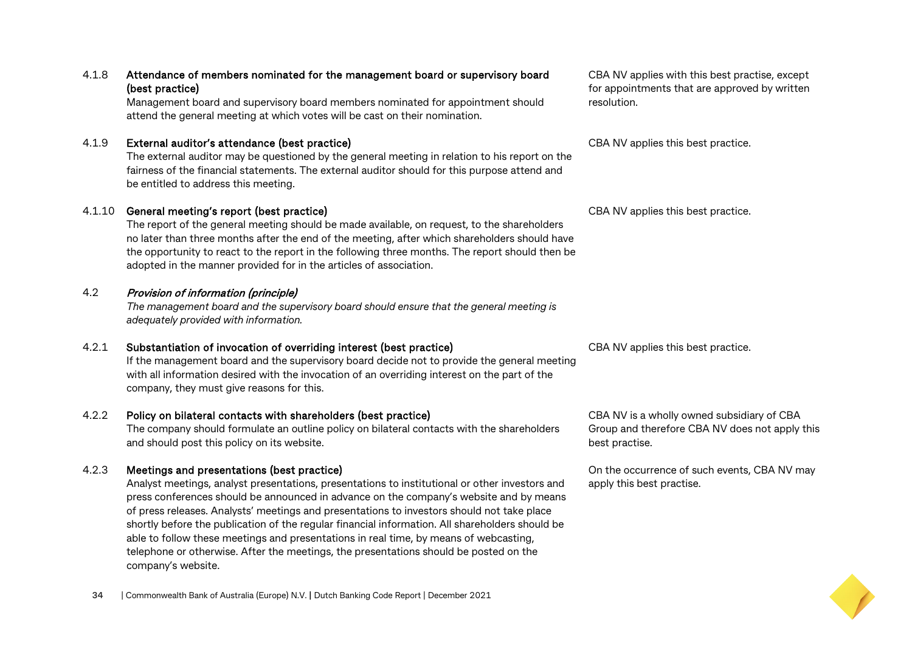| | Best practice / Principle | CBA NV position |
|---|---|---|
| 4.1.8 | **Attendance of members nominated for the management board or supervisory board (best practice)**<br>Management board and supervisory board members nominated for appointment should attend the general meeting at which votes will be cast on their nomination. | CBA NV applies with this best practise, except for appointments that are approved by written resolution. |
| 4.1.9 | **External auditor's attendance (best practice)**<br>The external auditor may be questioned by the general meeting in relation to his report on the fairness of the financial statements. The external auditor should for this purpose attend and be entitled to address this meeting. | CBA NV applies this best practice. |
| 4.1.10 | **General meeting's report (best practice)**<br>The report of the general meeting should be made available, on request, to the shareholders no later than three months after the end of the meeting, after which shareholders should have the opportunity to react to the report in the following three months. The report should then be adopted in the manner provided for in the articles of association. | CBA NV applies this best practice. |
| 4.2 | ***Provision of information (principle)***<br>*The management board and the supervisory board should ensure that the general meeting is adequately provided with information.* | |
| 4.2.1 | **Substantiation of invocation of overriding interest (best practice)**<br>If the management board and the supervisory board decide not to provide the general meeting with all information desired with the invocation of an overriding interest on the part of the company, they must give reasons for this. | CBA NV applies this best practice. |
| 4.2.2 | **Policy on bilateral contacts with shareholders (best practice)**<br>The company should formulate an outline policy on bilateral contacts with the shareholders and should post this policy on its website. | CBA NV is a wholly owned subsidiary of CBA Group and therefore CBA NV does not apply this best practise. |
| 4.2.3 | **Meetings and presentations (best practice)**<br>Analyst meetings, analyst presentations, presentations to institutional or other investors and press conferences should be announced in advance on the company's website and by means of press releases. Analysts' meetings and presentations to investors should not take place shortly before the publication of the regular financial information. All shareholders should be able to follow these meetings and presentations in real time, by means of webcasting, telephone or otherwise. After the meetings, the presentations should be posted on the company's website. | On the occurrence of such events, CBA NV may apply this best practise. |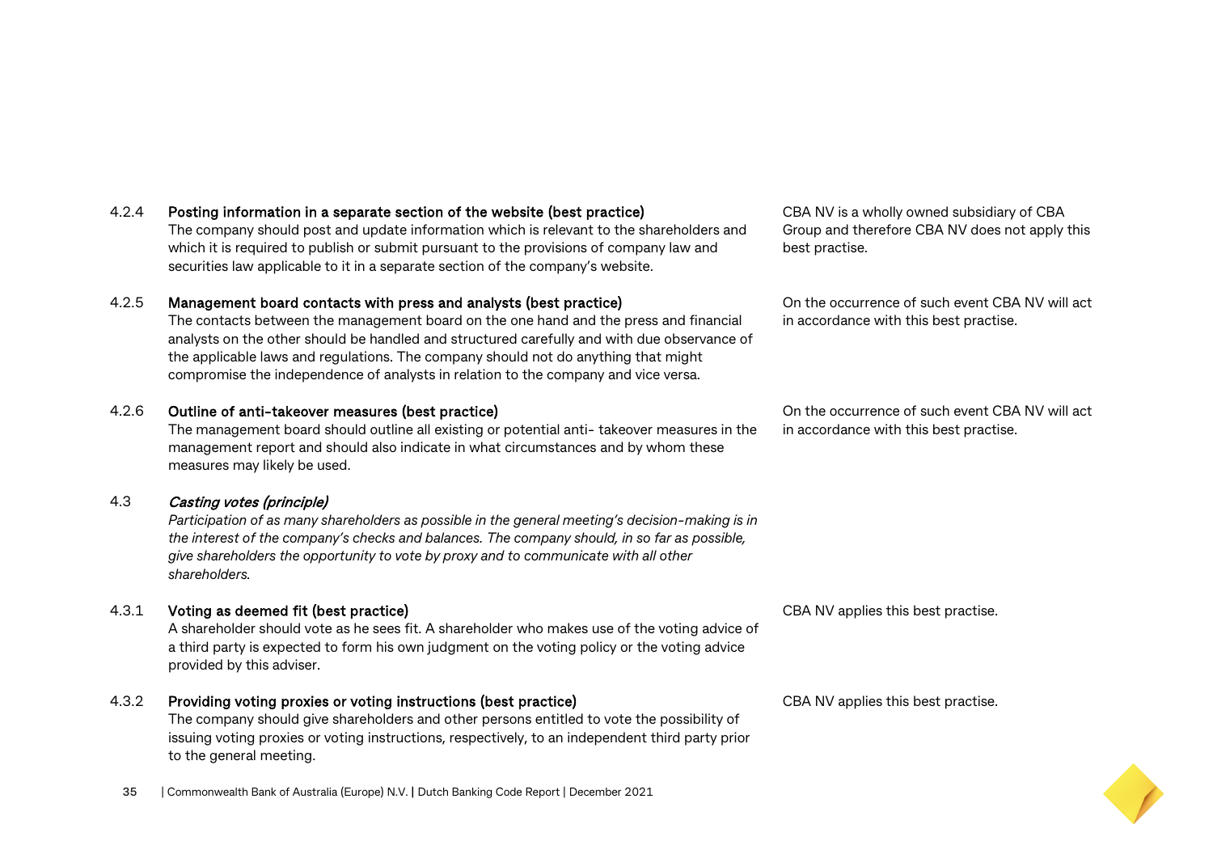| | | |
|---|---|---|
| 4.2.4 | **Posting information in a separate section of the website (best practice)**<br>The company should post and update information which is relevant to the shareholders and which it is required to publish or submit pursuant to the provisions of company law and securities law applicable to it in a separate section of the company's website. | CBA NV is a wholly owned subsidiary of CBA Group and therefore CBA NV does not apply this best practise. |
| 4.2.5 | **Management board contacts with press and analysts (best practice)**<br>The contacts between the management board on the one hand and the press and financial analysts on the other should be handled and structured carefully and with due observance of the applicable laws and regulations. The company should not do anything that might compromise the independence of analysts in relation to the company and vice versa. | On the occurrence of such event CBA NV will act in accordance with this best practise. |
| 4.2.6 | **Outline of anti-takeover measures (best practice)**<br>The management board should outline all existing or potential anti- takeover measures in the management report and should also indicate in what circumstances and by whom these measures may likely be used. | On the occurrence of such event CBA NV will act in accordance with this best practise. |
| 4.3 | ***Casting votes (principle)***<br>*Participation of as many shareholders as possible in the general meeting's decision-making is in the interest of the company's checks and balances. The company should, in so far as possible, give shareholders the opportunity to vote by proxy and to communicate with all other shareholders.* | |
| 4.3.1 | **Voting as deemed fit (best practice)**<br>A shareholder should vote as he sees fit. A shareholder who makes use of the voting advice of a third party is expected to form his own judgment on the voting policy or the voting advice provided by this adviser. | CBA NV applies this best practise. |
| 4.3.2 | **Providing voting proxies or voting instructions (best practice)**<br>The company should give shareholders and other persons entitled to vote the possibility of issuing voting proxies or voting instructions, respectively, to an independent third party prior to the general meeting. | CBA NV applies this best practise. |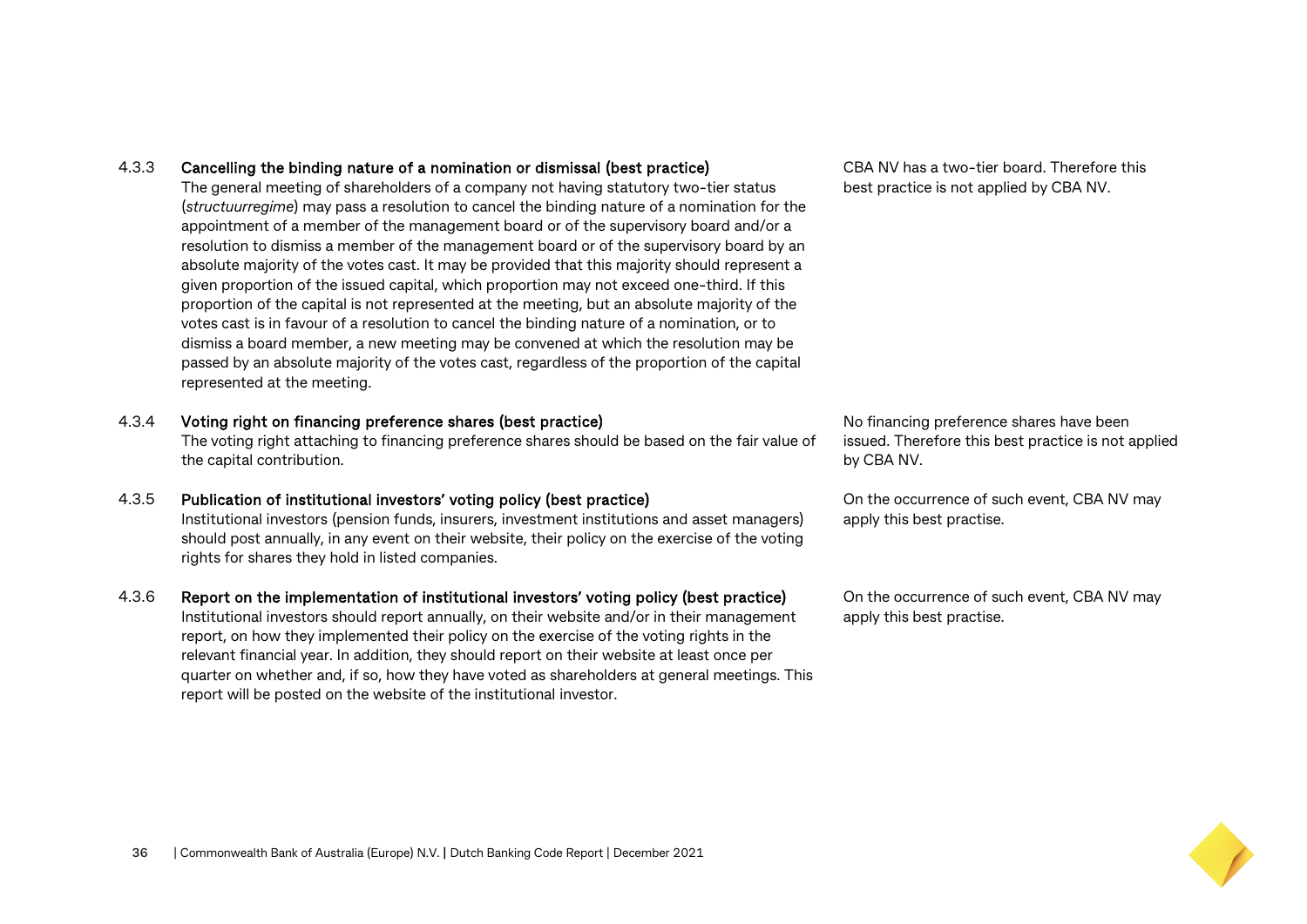| | | |
|---|---|---|
| 4.3.3 | **Cancelling the binding nature of a nomination or dismissal (best practice)**<br>The general meeting of shareholders of a company not having statutory two-tier status (*structuurregime*) may pass a resolution to cancel the binding nature of a nomination for the appointment of a member of the management board or of the supervisory board and/or a resolution to dismiss a member of the management board or of the supervisory board by an absolute majority of the votes cast. It may be provided that this majority should represent a given proportion of the issued capital, which proportion may not exceed one-third. If this proportion of the capital is not represented at the meeting, but an absolute majority of the votes cast is in favour of a resolution to cancel the binding nature of a nomination, or to dismiss a board member, a new meeting may be convened at which the resolution may be passed by an absolute majority of the votes cast, regardless of the proportion of the capital represented at the meeting. | CBA NV has a two-tier board. Therefore this best practice is not applied by CBA NV. |
| 4.3.4 | **Voting right on financing preference shares (best practice)**<br>The voting right attaching to financing preference shares should be based on the fair value of the capital contribution. | No financing preference shares have been issued. Therefore this best practice is not applied by CBA NV. |
| 4.3.5 | **Publication of institutional investors' voting policy (best practice)**<br>Institutional investors (pension funds, insurers, investment institutions and asset managers) should post annually, in any event on their website, their policy on the exercise of the voting rights for shares they hold in listed companies. | On the occurrence of such event, CBA NV may apply this best practise. |
| 4.3.6 | **Report on the implementation of institutional investors' voting policy (best practice)**<br>Institutional investors should report annually, on their website and/or in their management report, on how they implemented their policy on the exercise of the voting rights in the relevant financial year. In addition, they should report on their website at least once per quarter on whether and, if so, how they have voted as shareholders at general meetings. This report will be posted on the website of the institutional investor. | On the occurrence of such event, CBA NV may apply this best practise. |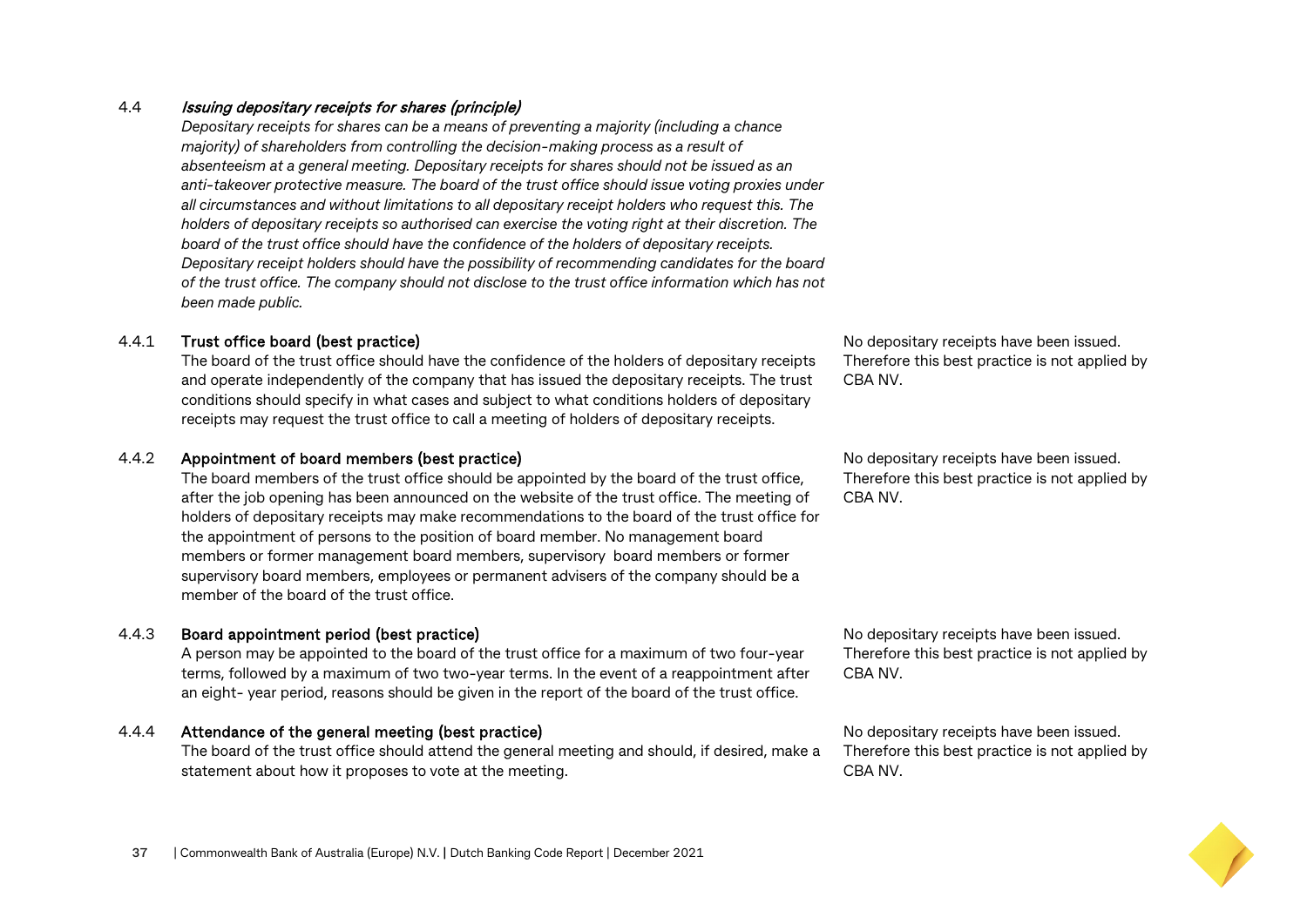### 4.4 *Issuing depositary receipts for shares (principle)*

*Depositary receipts for shares can be a means of preventing a majority (including a chance majority) of shareholders from controlling the decision-making process as a result of absenteeism at a general meeting. Depositary receipts for shares should not be issued as an anti-takeover protective measure. The board of the trust office should issue voting proxies under all circumstances and without limitations to all depositary receipt holders who request this. The holders of depositary receipts so authorised can exercise the voting right at their discretion. The board of the trust office should have the confidence of the holders of depositary receipts. Depositary receipt holders should have the possibility of recommending candidates for the board of the trust office. The company should not disclose to the trust office information which has not been made public.*

| Best practice | CBA NV |
|---|---|
| **4.4.1 Trust office board (best practice)**<br>The board of the trust office should have the confidence of the holders of depositary receipts and operate independently of the company that has issued the depositary receipts. The trust conditions should specify in what cases and subject to what conditions holders of depositary receipts may request the trust office to call a meeting of holders of depositary receipts. | No depositary receipts have been issued. Therefore this best practice is not applied by CBA NV. |
| **4.4.2 Appointment of board members (best practice)**<br>The board members of the trust office should be appointed by the board of the trust office, after the job opening has been announced on the website of the trust office. The meeting of holders of depositary receipts may make recommendations to the board of the trust office for the appointment of persons to the position of board member. No management board members or former management board members, supervisory board members or former supervisory board members, employees or permanent advisers of the company should be a member of the board of the trust office. | No depositary receipts have been issued. Therefore this best practice is not applied by CBA NV. |
| **4.4.3 Board appointment period (best practice)**<br>A person may be appointed to the board of the trust office for a maximum of two four-year terms, followed by a maximum of two two-year terms. In the event of a reappointment after an eight- year period, reasons should be given in the report of the board of the trust office. | No depositary receipts have been issued. Therefore this best practice is not applied by CBA NV. |
| **4.4.4 Attendance of the general meeting (best practice)**<br>The board of the trust office should attend the general meeting and should, if desired, make a statement about how it proposes to vote at the meeting. | No depositary receipts have been issued. Therefore this best practice is not applied by CBA NV. |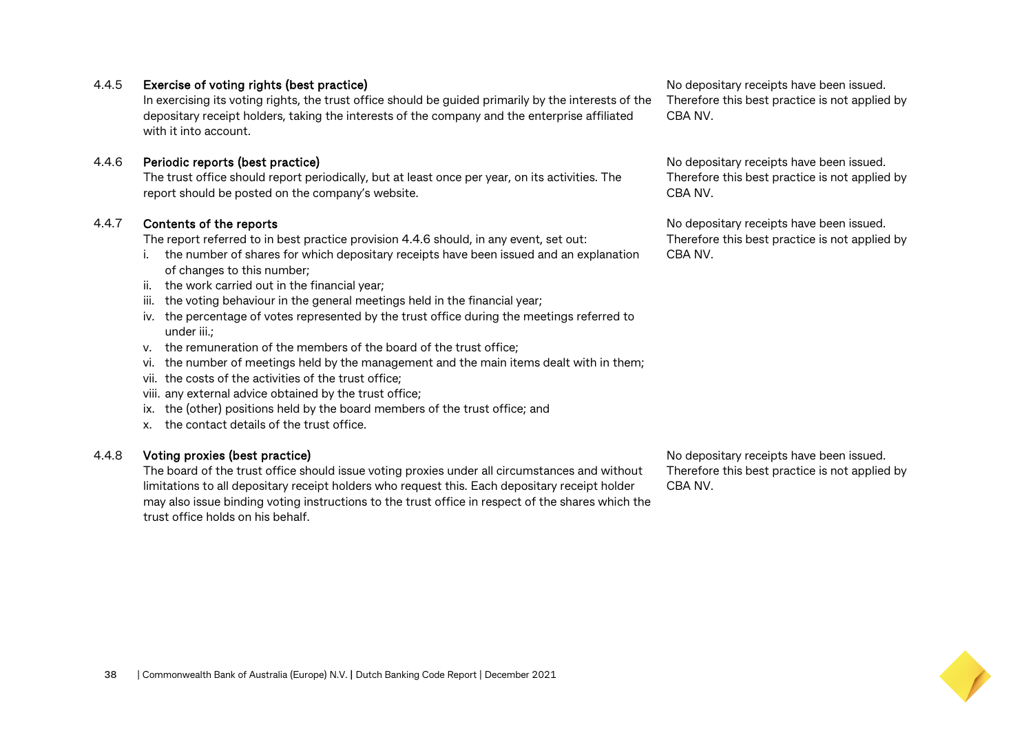| | | |
|---|---|---|
| 4.4.5 | **Exercise of voting rights (best practice)**<br>In exercising its voting rights, the trust office should be guided primarily by the interests of the depositary receipt holders, taking the interests of the company and the enterprise affiliated with it into account. | No depositary receipts have been issued. Therefore this best practice is not applied by CBA NV. |
| 4.4.6 | **Periodic reports (best practice)**<br>The trust office should report periodically, but at least once per year, on its activities. The report should be posted on the company's website. | No depositary receipts have been issued. Therefore this best practice is not applied by CBA NV. |
| 4.4.7 | **Contents of the reports**<br>The report referred to in best practice provision 4.4.6 should, in any event, set out:<br>i. the number of shares for which depositary receipts have been issued and an explanation of changes to this number;<br>ii. the work carried out in the financial year;<br>iii. the voting behaviour in the general meetings held in the financial year;<br>iv. the percentage of votes represented by the trust office during the meetings referred to under iii.;<br>v. the remuneration of the members of the board of the trust office;<br>vi. the number of meetings held by the management and the main items dealt with in them;<br>vii. the costs of the activities of the trust office;<br>viii. any external advice obtained by the trust office;<br>ix. the (other) positions held by the board members of the trust office; and<br>x. the contact details of the trust office. | No depositary receipts have been issued. Therefore this best practice is not applied by CBA NV. |
| 4.4.8 | **Voting proxies (best practice)**<br>The board of the trust office should issue voting proxies under all circumstances and without limitations to all depositary receipt holders who request this. Each depositary receipt holder may also issue binding voting instructions to the trust office in respect of the shares which the trust office holds on his behalf. | No depositary receipts have been issued. Therefore this best practice is not applied by CBA NV. |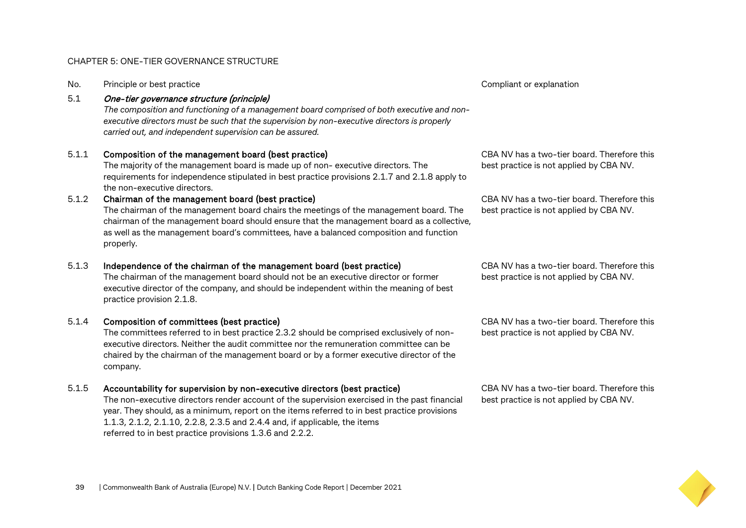CHAPTER 5: ONE-TIER GOVERNANCE STRUCTURE

| No. | Principle or best practice | Compliant or explanation |
|---|---|---|
| 5.1 | ***One-tier governance structure (principle)***<br>*The composition and functioning of a management board comprised of both executive and non-executive directors must be such that the supervision by non-executive directors is properly carried out, and independent supervision can be assured.* | |
| 5.1.1 | **Composition of the management board (best practice)**<br>The majority of the management board is made up of non- executive directors. The requirements for independence stipulated in best practice provisions 2.1.7 and 2.1.8 apply to the non-executive directors. | CBA NV has a two-tier board. Therefore this best practice is not applied by CBA NV. |
| 5.1.2 | **Chairman of the management board (best practice)**<br>The chairman of the management board chairs the meetings of the management board. The chairman of the management board should ensure that the management board as a collective, as well as the management board's committees, have a balanced composition and function properly. | CBA NV has a two-tier board. Therefore this best practice is not applied by CBA NV. |
| 5.1.3 | **Independence of the chairman of the management board (best practice)**<br>The chairman of the management board should not be an executive director or former executive director of the company, and should be independent within the meaning of best practice provision 2.1.8. | CBA NV has a two-tier board. Therefore this best practice is not applied by CBA NV. |
| 5.1.4 | **Composition of committees (best practice)**<br>The committees referred to in best practice 2.3.2 should be comprised exclusively of non-executive directors. Neither the audit committee nor the remuneration committee can be chaired by the chairman of the management board or by a former executive director of the company. | CBA NV has a two-tier board. Therefore this best practice is not applied by CBA NV. |
| 5.1.5 | **Accountability for supervision by non-executive directors (best practice)**<br>The non-executive directors render account of the supervision exercised in the past financial year. They should, as a minimum, report on the items referred to in best practice provisions 1.1.3, 2.1.2, 2.1.10, 2.2.8, 2.3.5 and 2.4.4 and, if applicable, the items referred to in best practice provisions 1.3.6 and 2.2.2. | CBA NV has a two-tier board. Therefore this best practice is not applied by CBA NV. |